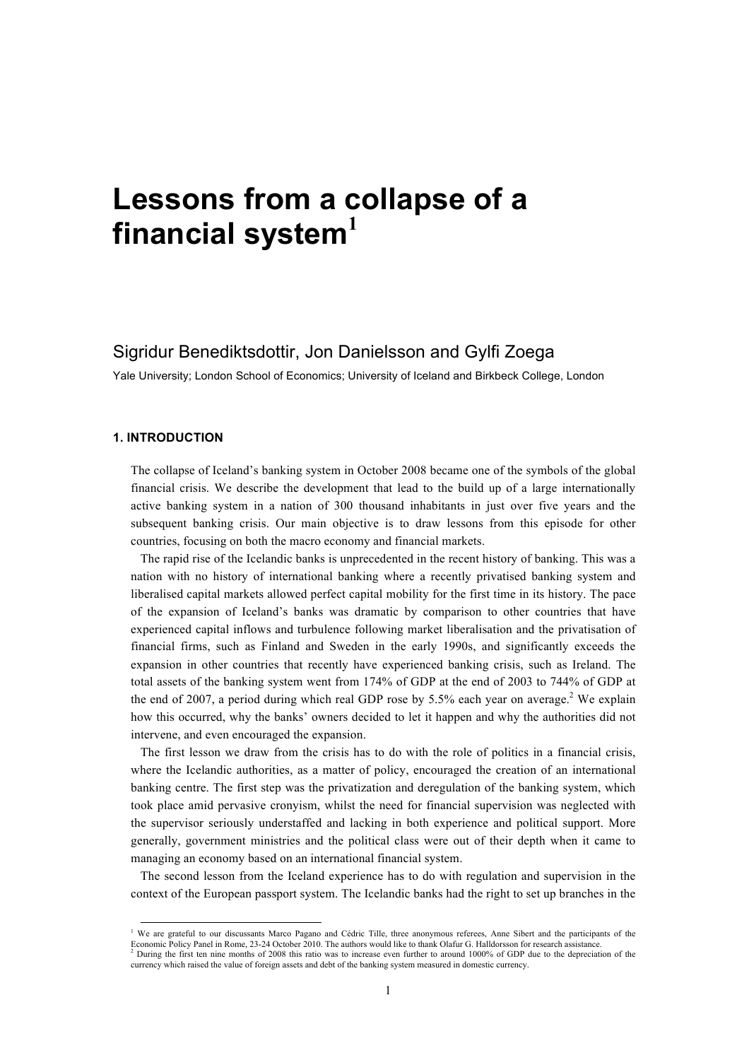# Lessons from a collapse of a financial system[1]

Sigridur Benediktsdottir, Jon Danielsson and Gylfi Zoega

Yale University; London School of Economics; University of Iceland and Birkbeck College, London

## 1. INTRODUCTION

The collapse of Iceland's banking system in October 2008 became one of the symbols of the global financial crisis. We describe the development that lead to the build up of a large internationally active banking system in a nation of 300 thousand inhabitants in just over five years and the subsequent banking crisis. Our main objective is to draw lessons from this episode for other countries, focusing on both the macro economy and financial markets.

The rapid rise of the Icelandic banks is unprecedented in the recent history of banking. This was a nation with no history of international banking where a recently privatised banking system and liberalised capital markets allowed perfect capital mobility for the first time in its history. The pace of the expansion of Iceland's banks was dramatic by comparison to other countries that have experienced capital inflows and turbulence following market liberalisation and the privatisation of financial firms, such as Finland and Sweden in the early 1990s, and significantly exceeds the expansion in other countries that recently have experienced banking crisis, such as Ireland. The total assets of the banking system went from 174% of GDP at the end of 2003 to 744% of GDP at the end of 2007, a period during which real GDP rose by 5.5% each year on average.[2] We explain how this occurred, why the banks' owners decided to let it happen and why the authorities did not intervene, and even encouraged the expansion.

The first lesson we draw from the crisis has to do with the role of politics in a financial crisis, where the Icelandic authorities, as a matter of policy, encouraged the creation of an international banking centre. The first step was the privatization and deregulation of the banking system, which took place amid pervasive cronyism, whilst the need for financial supervision was neglected with the supervisor seriously understaffed and lacking in both experience and political support. More generally, government ministries and the political class were out of their depth when it came to managing an economy based on an international financial system.

The second lesson from the Iceland experience has to do with regulation and supervision in the context of the European passport system. The Icelandic banks had the right to set up branches in the

---

[1] We are grateful to our discussants Marco Pagano and Cédric Tille, three anonymous referees, Anne Sibert and the participants of the Economic Policy Panel in Rome, 23-24 October 2010. The authors would like to thank Olafur G. Halldorsson for research assistance.

[2] During the first ten nine months of 2008 this ratio was to increase even further to around 1000% of GDP due to the depreciation of the currency which raised the value of foreign assets and debt of the banking system measured in domestic currency.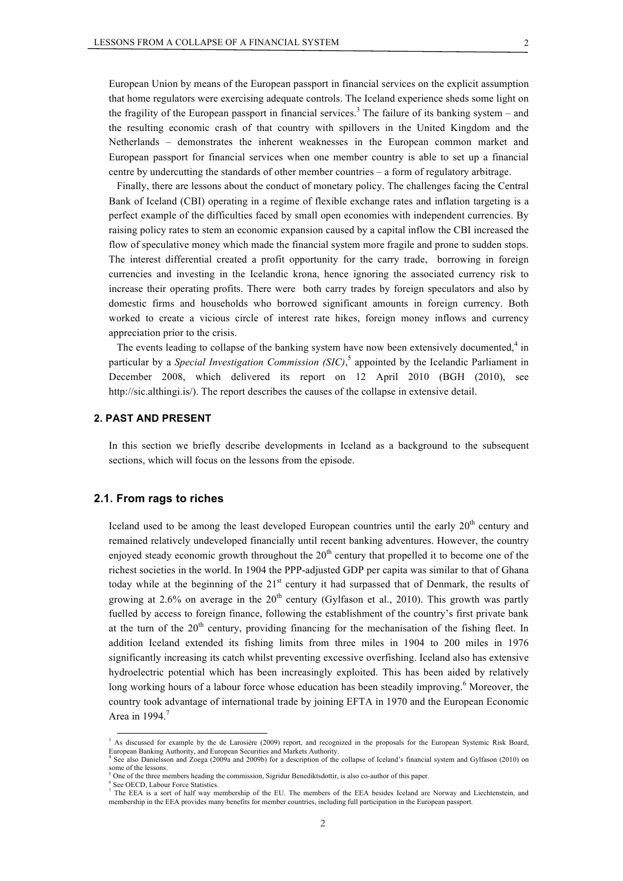European Union by means of the European passport in financial services on the explicit assumption that home regulators were exercising adequate controls. The Iceland experience sheds some light on the fragility of the European passport in financial services.[3] The failure of its banking system – and the resulting economic crash of that country with spillovers in the United Kingdom and the Netherlands – demonstrates the inherent weaknesses in the European common market and European passport for financial services when one member country is able to set up a financial centre by undercutting the standards of other member countries – a form of regulatory arbitrage.

Finally, there are lessons about the conduct of monetary policy. The challenges facing the Central Bank of Iceland (CBI) operating in a regime of flexible exchange rates and inflation targeting is a perfect example of the difficulties faced by small open economies with independent currencies. By raising policy rates to stem an economic expansion caused by a capital inflow the CBI increased the flow of speculative money which made the financial system more fragile and prone to sudden stops. The interest differential created a profit opportunity for the carry trade, borrowing in foreign currencies and investing in the Icelandic krona, hence ignoring the associated currency risk to increase their operating profits. There were both carry trades by foreign speculators and also by domestic firms and households who borrowed significant amounts in foreign currency. Both worked to create a vicious circle of interest rate hikes, foreign money inflows and currency appreciation prior to the crisis.

The events leading to collapse of the banking system have now been extensively documented,[4] in particular by a *Special Investigation Commission (SIC)*,[5] appointed by the Icelandic Parliament in December 2008, which delivered its report on 12 April 2010 (BGH (2010), see http://sic.althingi.is/). The report describes the causes of the collapse in extensive detail.

## 2. PAST AND PRESENT

In this section we briefly describe developments in Iceland as a background to the subsequent sections, which will focus on the lessons from the episode.

### 2.1. From rags to riches

Iceland used to be among the least developed European countries until the early 20th century and remained relatively undeveloped financially until recent banking adventures. However, the country enjoyed steady economic growth throughout the 20th century that propelled it to become one of the richest societies in the world. In 1904 the PPP-adjusted GDP per capita was similar to that of Ghana today while at the beginning of the 21st century it had surpassed that of Denmark, the results of growing at 2.6% on average in the 20th century (Gylfason et al., 2010). This growth was partly fuelled by access to foreign finance, following the establishment of the country's first private bank at the turn of the 20th century, providing financing for the mechanisation of the fishing fleet. In addition Iceland extended its fishing limits from three miles in 1904 to 200 miles in 1976 significantly increasing its catch whilst preventing excessive overfishing. Iceland also has extensive hydroelectric potential which has been increasingly exploited. This has been aided by relatively long working hours of a labour force whose education has been steadily improving.[6] Moreover, the country took advantage of international trade by joining EFTA in 1970 and the European Economic Area in 1994.[7]

---

[3] As discussed for example by the de Larosière (2009) report, and recognized in the proposals for the European Systemic Risk Board, European Banking Authority, and European Securities and Markets Authority.

[4] See also Danielsson and Zoega (2009a and 2009b) for a description of the collapse of Iceland's financial system and Gylfason (2010) on some of the lessons.

[5] One of the three members heading the commission, Sigridur Benediktsdottir, is also co-author of this paper.

[6] See OECD, Labour Force Statistics.

[7] The EEA is a sort of half way membership of the EU. The members of the EEA besides Iceland are Norway and Liechtenstein, and membership in the EEA provides many benefits for member countries, including full participation in the European passport.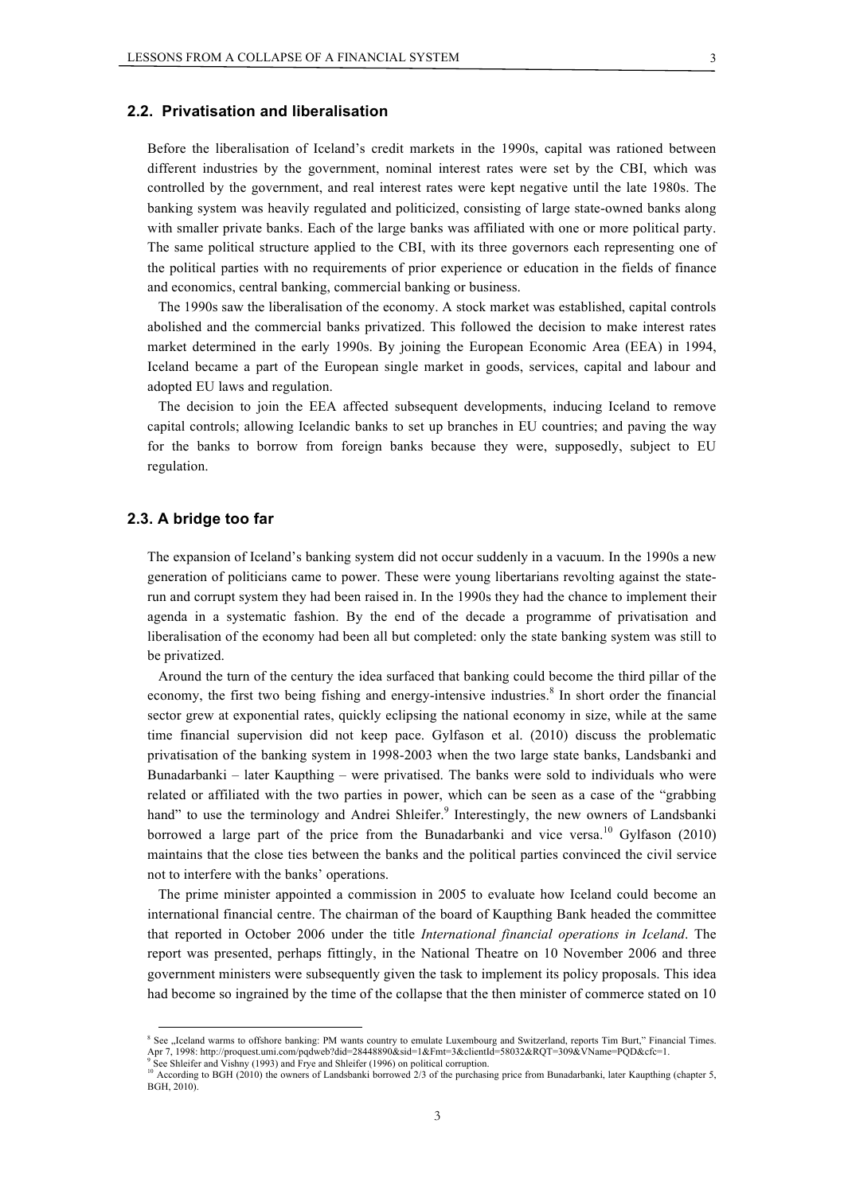## 2.2. Privatisation and liberalisation

Before the liberalisation of Iceland's credit markets in the 1990s, capital was rationed between different industries by the government, nominal interest rates were set by the CBI, which was controlled by the government, and real interest rates were kept negative until the late 1980s. The banking system was heavily regulated and politicized, consisting of large state-owned banks along with smaller private banks. Each of the large banks was affiliated with one or more political party. The same political structure applied to the CBI, with its three governors each representing one of the political parties with no requirements of prior experience or education in the fields of finance and economics, central banking, commercial banking or business.

The 1990s saw the liberalisation of the economy. A stock market was established, capital controls abolished and the commercial banks privatized. This followed the decision to make interest rates market determined in the early 1990s. By joining the European Economic Area (EEA) in 1994, Iceland became a part of the European single market in goods, services, capital and labour and adopted EU laws and regulation.

The decision to join the EEA affected subsequent developments, inducing Iceland to remove capital controls; allowing Icelandic banks to set up branches in EU countries; and paving the way for the banks to borrow from foreign banks because they were, supposedly, subject to EU regulation.

## 2.3. A bridge too far

The expansion of Iceland's banking system did not occur suddenly in a vacuum. In the 1990s a new generation of politicians came to power. These were young libertarians revolting against the state-run and corrupt system they had been raised in. In the 1990s they had the chance to implement their agenda in a systematic fashion. By the end of the decade a programme of privatisation and liberalisation of the economy had been all but completed: only the state banking system was still to be privatized.

Around the turn of the century the idea surfaced that banking could become the third pillar of the economy, the first two being fishing and energy-intensive industries.[8] In short order the financial sector grew at exponential rates, quickly eclipsing the national economy in size, while at the same time financial supervision did not keep pace. Gylfason et al. (2010) discuss the problematic privatisation of the banking system in 1998-2003 when the two large state banks, Landsbanki and Bunadarbanki – later Kaupthing – were privatised. The banks were sold to individuals who were related or affiliated with the two parties in power, which can be seen as a case of the "grabbing hand" to use the terminology and Andrei Shleifer.[9] Interestingly, the new owners of Landsbanki borrowed a large part of the price from the Bunadarbanki and vice versa.[10] Gylfason (2010) maintains that the close ties between the banks and the political parties convinced the civil service not to interfere with the banks' operations.

The prime minister appointed a commission in 2005 to evaluate how Iceland could become an international financial centre. The chairman of the board of Kaupthing Bank headed the committee that reported in October 2006 under the title *International financial operations in Iceland*. The report was presented, perhaps fittingly, in the National Theatre on 10 November 2006 and three government ministers were subsequently given the task to implement its policy proposals. This idea had become so ingrained by the time of the collapse that the then minister of commerce stated on 10

---

[8] See „Iceland warms to offshore banking: PM wants country to emulate Luxembourg and Switzerland, reports Tim Burt," Financial Times. Apr 7, 1998: http://proquest.umi.com/pqdweb?did=28448890&sid=1&Fmt=3&clientId=58032&RQT=309&VName=PQD&cfc=1.

[9] See Shleifer and Vishny (1993) and Frye and Shleifer (1996) on political corruption.

[10] According to BGH (2010) the owners of Landsbanki borrowed 2/3 of the purchasing price from Bunadarbanki, later Kaupthing (chapter 5, BGH, 2010).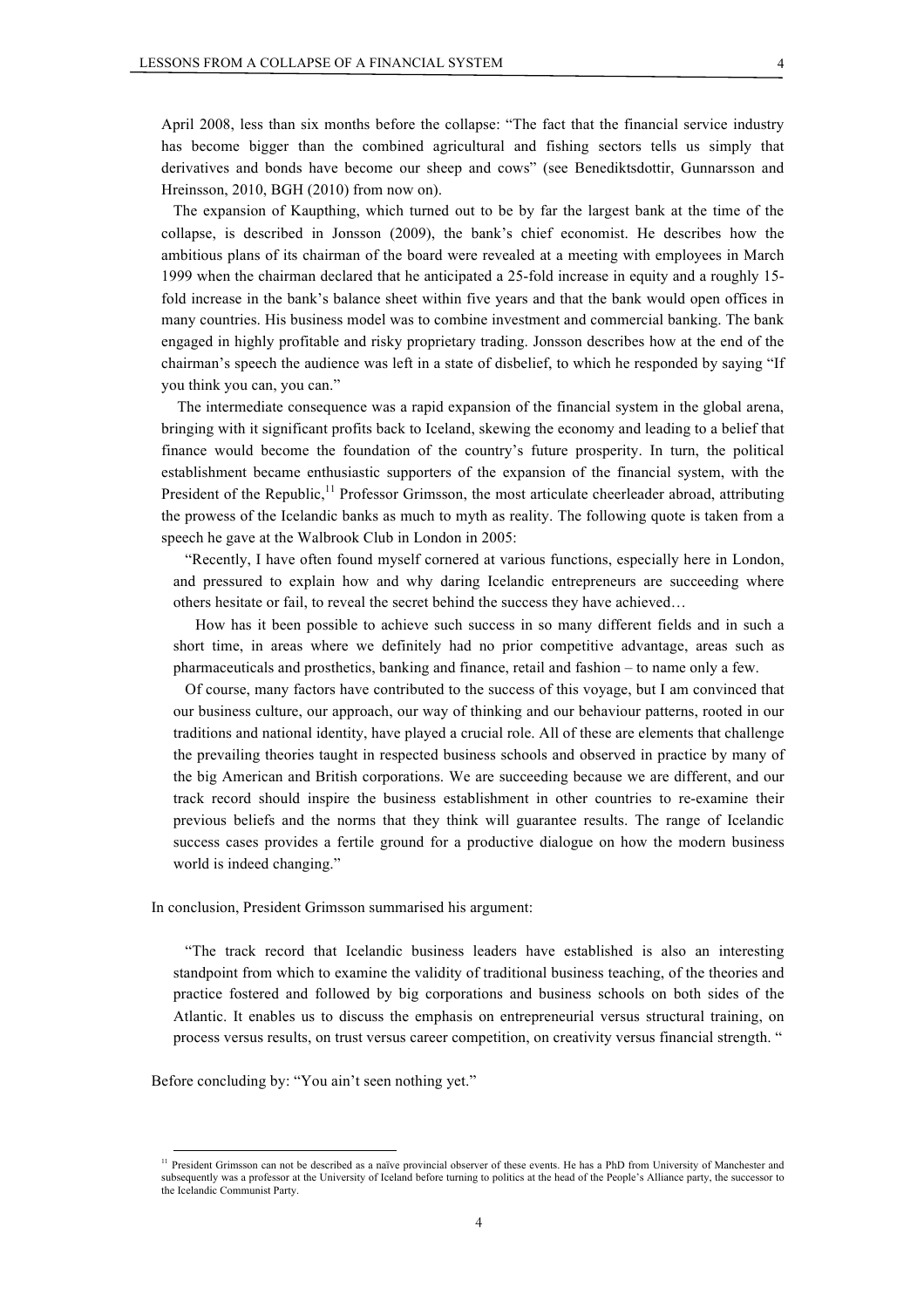April 2008, less than six months before the collapse: "The fact that the financial service industry has become bigger than the combined agricultural and fishing sectors tells us simply that derivatives and bonds have become our sheep and cows" (see Benediktsdottir, Gunnarsson and Hreinsson, 2010, BGH (2010) from now on).

The expansion of Kaupthing, which turned out to be by far the largest bank at the time of the collapse, is described in Jonsson (2009), the bank's chief economist. He describes how the ambitious plans of its chairman of the board were revealed at a meeting with employees in March 1999 when the chairman declared that he anticipated a 25-fold increase in equity and a roughly 15-fold increase in the bank's balance sheet within five years and that the bank would open offices in many countries. His business model was to combine investment and commercial banking. The bank engaged in highly profitable and risky proprietary trading. Jonsson describes how at the end of the chairman's speech the audience was left in a state of disbelief, to which he responded by saying "If you think you can, you can."

The intermediate consequence was a rapid expansion of the financial system in the global arena, bringing with it significant profits back to Iceland, skewing the economy and leading to a belief that finance would become the foundation of the country's future prosperity. In turn, the political establishment became enthusiastic supporters of the expansion of the financial system, with the President of the Republic,[11] Professor Grimsson, the most articulate cheerleader abroad, attributing the prowess of the Icelandic banks as much to myth as reality. The following quote is taken from a speech he gave at the Walbrook Club in London in 2005:

> "Recently, I have often found myself cornered at various functions, especially here in London, and pressured to explain how and why daring Icelandic entrepreneurs are succeeding where others hesitate or fail, to reveal the secret behind the success they have achieved…
>
> How has it been possible to achieve such success in so many different fields and in such a short time, in areas where we definitely had no prior competitive advantage, areas such as pharmaceuticals and prosthetics, banking and finance, retail and fashion – to name only a few.
>
> Of course, many factors have contributed to the success of this voyage, but I am convinced that our business culture, our approach, our way of thinking and our behaviour patterns, rooted in our traditions and national identity, have played a crucial role. All of these are elements that challenge the prevailing theories taught in respected business schools and observed in practice by many of the big American and British corporations. We are succeeding because we are different, and our track record should inspire the business establishment in other countries to re-examine their previous beliefs and the norms that they think will guarantee results. The range of Icelandic success cases provides a fertile ground for a productive dialogue on how the modern business world is indeed changing."

In conclusion, President Grimsson summarised his argument:

> "The track record that Icelandic business leaders have established is also an interesting standpoint from which to examine the validity of traditional business teaching, of the theories and practice fostered and followed by big corporations and business schools on both sides of the Atlantic. It enables us to discuss the emphasis on entrepreneurial versus structural training, on process versus results, on trust versus career competition, on creativity versus financial strength. "

Before concluding by: "You ain't seen nothing yet."

[11] President Grimsson can not be described as a naïve provincial observer of these events. He has a PhD from University of Manchester and subsequently was a professor at the University of Iceland before turning to politics at the head of the People's Alliance party, the successor to the Icelandic Communist Party.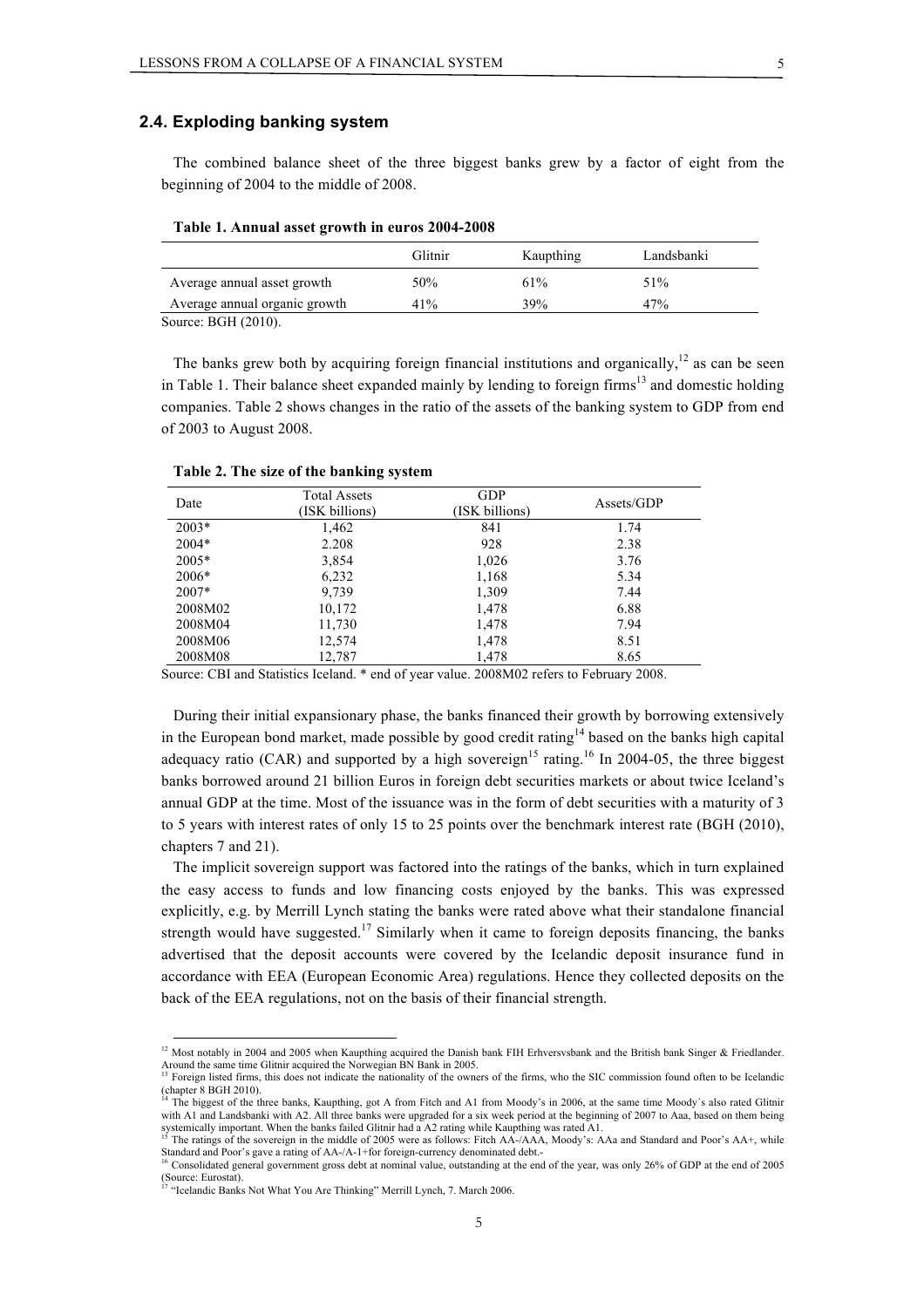## 2.4. Exploding banking system

The combined balance sheet of the three biggest banks grew by a factor of eight from the beginning of 2004 to the middle of 2008.

**Table 1. Annual asset growth in euros 2004-2008**

| | Glitnir | Kaupthing | Landsbanki |
|---|---|---|---|
| Average annual asset growth | 50% | 61% | 51% |
| Average annual organic growth | 41% | 39% | 47% |

Source: BGH (2010).

The banks grew both by acquiring foreign financial institutions and organically,[12] as can be seen in Table 1. Their balance sheet expanded mainly by lending to foreign firms[13] and domestic holding companies. Table 2 shows changes in the ratio of the assets of the banking system to GDP from end of 2003 to August 2008.

**Table 2. The size of the banking system**

| Date | Total Assets (ISK billions) | GDP (ISK billions) | Assets/GDP |
|---|---|---|---|
| 2003* | 1,462 | 841 | 1.74 |
| 2004* | 2.208 | 928 | 2.38 |
| 2005* | 3,854 | 1,026 | 3.76 |
| 2006* | 6,232 | 1,168 | 5.34 |
| 2007* | 9,739 | 1,309 | 7.44 |
| 2008M02 | 10,172 | 1,478 | 6.88 |
| 2008M04 | 11,730 | 1,478 | 7.94 |
| 2008M06 | 12,574 | 1,478 | 8.51 |
| 2008M08 | 12,787 | 1,478 | 8.65 |

Source: CBI and Statistics Iceland. * end of year value. 2008M02 refers to February 2008.

During their initial expansionary phase, the banks financed their growth by borrowing extensively in the European bond market, made possible by good credit rating[14] based on the banks high capital adequacy ratio (CAR) and supported by a high sovereign[15] rating.[16] In 2004-05, the three biggest banks borrowed around 21 billion Euros in foreign debt securities markets or about twice Iceland's annual GDP at the time. Most of the issuance was in the form of debt securities with a maturity of 3 to 5 years with interest rates of only 15 to 25 points over the benchmark interest rate (BGH (2010), chapters 7 and 21).

The implicit sovereign support was factored into the ratings of the banks, which in turn explained the easy access to funds and low financing costs enjoyed by the banks. This was expressed explicitly, e.g. by Merrill Lynch stating the banks were rated above what their standalone financial strength would have suggested.[17] Similarly when it came to foreign deposits financing, the banks advertised that the deposit accounts were covered by the Icelandic deposit insurance fund in accordance with EEA (European Economic Area) regulations. Hence they collected deposits on the back of the EEA regulations, not on the basis of their financial strength.

[12] Most notably in 2004 and 2005 when Kaupthing acquired the Danish bank FIH Erhversvsbank and the British bank Singer & Friedlander. Around the same time Glitnir acquired the Norwegian BN Bank in 2005.

[13] Foreign listed firms, this does not indicate the nationality of the owners of the firms, who the SIC commission found often to be Icelandic (chapter 8 BGH 2010).

[14] The biggest of the three banks, Kaupthing, got A from Fitch and A1 from Moody's in 2006, at the same time Moody´s also rated Glitnir with A1 and Landsbanki with A2. All three banks were upgraded for a six week period at the beginning of 2007 to Aaa, based on them being systemically important. When the banks failed Glitnir had a A2 rating while Kaupthing was rated A1.

[15] The ratings of the sovereign in the middle of 2005 were as follows: Fitch AA-/AAA, Moody's: AAa and Standard and Poor's AA+, while Standard and Poor's gave a rating of AA-/A-1+for foreign-currency denominated debt.-

[16] Consolidated general government gross debt at nominal value, outstanding at the end of the year, was only 26% of GDP at the end of 2005 (Source: Eurostat).

[17] "Icelandic Banks Not What You Are Thinking" Merrill Lynch, 7. March 2006.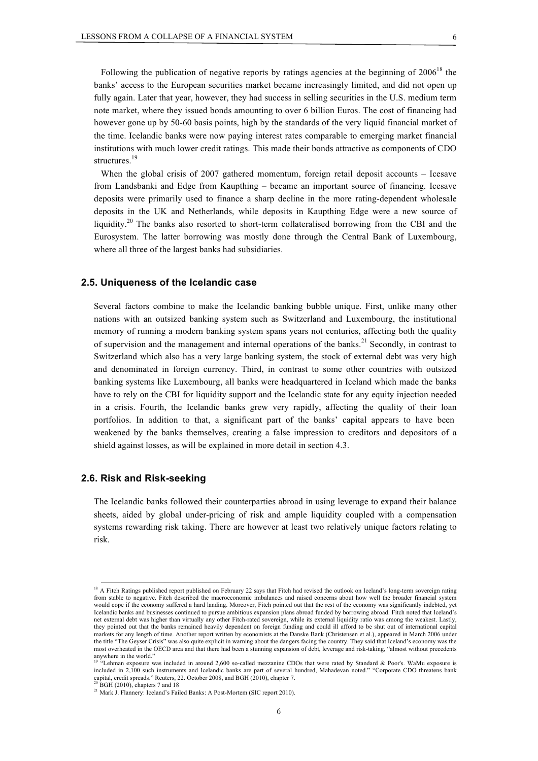Following the publication of negative reports by ratings agencies at the beginning of 2006[18] the banks' access to the European securities market became increasingly limited, and did not open up fully again. Later that year, however, they had success in selling securities in the U.S. medium term note market, where they issued bonds amounting to over 6 billion Euros. The cost of financing had however gone up by 50-60 basis points, high by the standards of the very liquid financial market of the time. Icelandic banks were now paying interest rates comparable to emerging market financial institutions with much lower credit ratings. This made their bonds attractive as components of CDO structures.[19]

When the global crisis of 2007 gathered momentum, foreign retail deposit accounts – Icesave from Landsbanki and Edge from Kaupthing – became an important source of financing. Icesave deposits were primarily used to finance a sharp decline in the more rating-dependent wholesale deposits in the UK and Netherlands, while deposits in Kaupthing Edge were a new source of liquidity.[20] The banks also resorted to short-term collateralised borrowing from the CBI and the Eurosystem. The latter borrowing was mostly done through the Central Bank of Luxembourg, where all three of the largest banks had subsidiaries.

### 2.5. Uniqueness of the Icelandic case

Several factors combine to make the Icelandic banking bubble unique. First, unlike many other nations with an outsized banking system such as Switzerland and Luxembourg, the institutional memory of running a modern banking system spans years not centuries, affecting both the quality of supervision and the management and internal operations of the banks.[21] Secondly, in contrast to Switzerland which also has a very large banking system, the stock of external debt was very high and denominated in foreign currency. Third, in contrast to some other countries with outsized banking systems like Luxembourg, all banks were headquartered in Iceland which made the banks have to rely on the CBI for liquidity support and the Icelandic state for any equity injection needed in a crisis. Fourth, the Icelandic banks grew very rapidly, affecting the quality of their loan portfolios. In addition to that, a significant part of the banks' capital appears to have been weakened by the banks themselves, creating a false impression to creditors and depositors of a shield against losses, as will be explained in more detail in section 4.3.

### 2.6. Risk and Risk-seeking

The Icelandic banks followed their counterparties abroad in using leverage to expand their balance sheets, aided by global under-pricing of risk and ample liquidity coupled with a compensation systems rewarding risk taking. There are however at least two relatively unique factors relating to risk.

---

[18] A Fitch Ratings published report published on February 22 says that Fitch had revised the outlook on Iceland's long-term sovereign rating from stable to negative. Fitch described the macroeconomic imbalances and raised concerns about how well the broader financial system would cope if the economy suffered a hard landing. Moreover, Fitch pointed out that the rest of the economy was significantly indebted, yet Icelandic banks and businesses continued to pursue ambitious expansion plans abroad funded by borrowing abroad. Fitch noted that Iceland's net external debt was higher than virtually any other Fitch-rated sovereign, while its external liquidity ratio was among the weakest. Lastly, they pointed out that the banks remained heavily dependent on foreign funding and could ill afford to be shut out of international capital markets for any length of time. Another report written by economists at the Danske Bank (Christensen et al.), appeared in March 2006 under the title "The Geyser Crisis" was also quite explicit in warning about the dangers facing the country. They said that Iceland's economy was the most overheated in the OECD area and that there had been a stunning expansion of debt, leverage and risk-taking, "almost without precedents anywhere in the world."

[19] "Lehman exposure was included in around 2,600 so-called mezzanine CDOs that were rated by Standard & Poor's. WaMu exposure is included in 2,100 such instruments and Icelandic banks are part of several hundred, Mahadevan noted." "Corporate CDO threatens bank capital, credit spreads." Reuters, 22. October 2008, and BGH (2010), chapter 7.

[20] BGH (2010), chapters 7 and 18

[21] Mark J. Flannery: Iceland's Failed Banks: A Post-Mortem (SIC report 2010).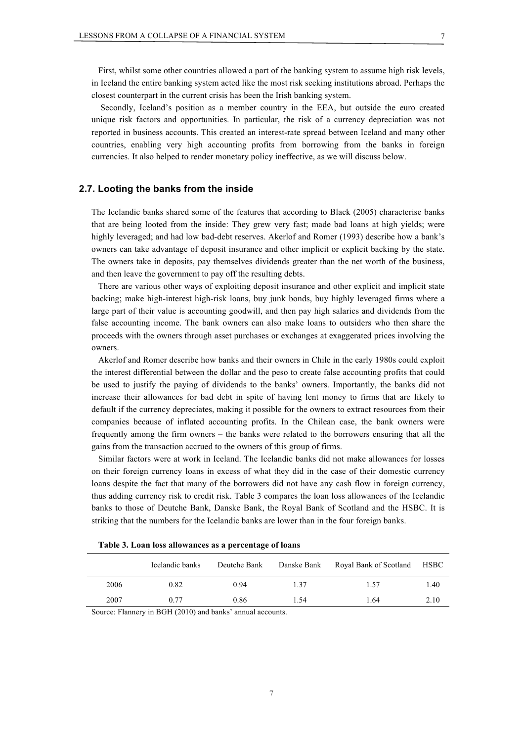First, whilst some other countries allowed a part of the banking system to assume high risk levels, in Iceland the entire banking system acted like the most risk seeking institutions abroad. Perhaps the closest counterpart in the current crisis has been the Irish banking system.

Secondly, Iceland's position as a member country in the EEA, but outside the euro created unique risk factors and opportunities. In particular, the risk of a currency depreciation was not reported in business accounts. This created an interest-rate spread between Iceland and many other countries, enabling very high accounting profits from borrowing from the banks in foreign currencies. It also helped to render monetary policy ineffective, as we will discuss below.

### 2.7. Looting the banks from the inside

The Icelandic banks shared some of the features that according to Black (2005) characterise banks that are being looted from the inside: They grew very fast; made bad loans at high yields; were highly leveraged; and had low bad-debt reserves. Akerlof and Romer (1993) describe how a bank's owners can take advantage of deposit insurance and other implicit or explicit backing by the state. The owners take in deposits, pay themselves dividends greater than the net worth of the business, and then leave the government to pay off the resulting debts.

There are various other ways of exploiting deposit insurance and other explicit and implicit state backing; make high-interest high-risk loans, buy junk bonds, buy highly leveraged firms where a large part of their value is accounting goodwill, and then pay high salaries and dividends from the false accounting income. The bank owners can also make loans to outsiders who then share the proceeds with the owners through asset purchases or exchanges at exaggerated prices involving the owners.

Akerlof and Romer describe how banks and their owners in Chile in the early 1980s could exploit the interest differential between the dollar and the peso to create false accounting profits that could be used to justify the paying of dividends to the banks' owners. Importantly, the banks did not increase their allowances for bad debt in spite of having lent money to firms that are likely to default if the currency depreciates, making it possible for the owners to extract resources from their companies because of inflated accounting profits. In the Chilean case, the bank owners were frequently among the firm owners – the banks were related to the borrowers ensuring that all the gains from the transaction accrued to the owners of this group of firms.

Similar factors were at work in Iceland. The Icelandic banks did not make allowances for losses on their foreign currency loans in excess of what they did in the case of their domestic currency loans despite the fact that many of the borrowers did not have any cash flow in foreign currency, thus adding currency risk to credit risk. Table 3 compares the loan loss allowances of the Icelandic banks to those of Deutche Bank, Danske Bank, the Royal Bank of Scotland and the HSBC. It is striking that the numbers for the Icelandic banks are lower than in the four foreign banks.

**Table 3. Loan loss allowances as a percentage of loans**

| | Icelandic banks | Deutche Bank | Danske Bank | Royal Bank of Scotland | HSBC |
|---|---|---|---|---|---|
| 2006 | 0.82 | 0.94 | 1.37 | 1.57 | 1.40 |
| 2007 | 0.77 | 0.86 | 1.54 | 1.64 | 2.10 |

Source: Flannery in BGH (2010) and banks' annual accounts.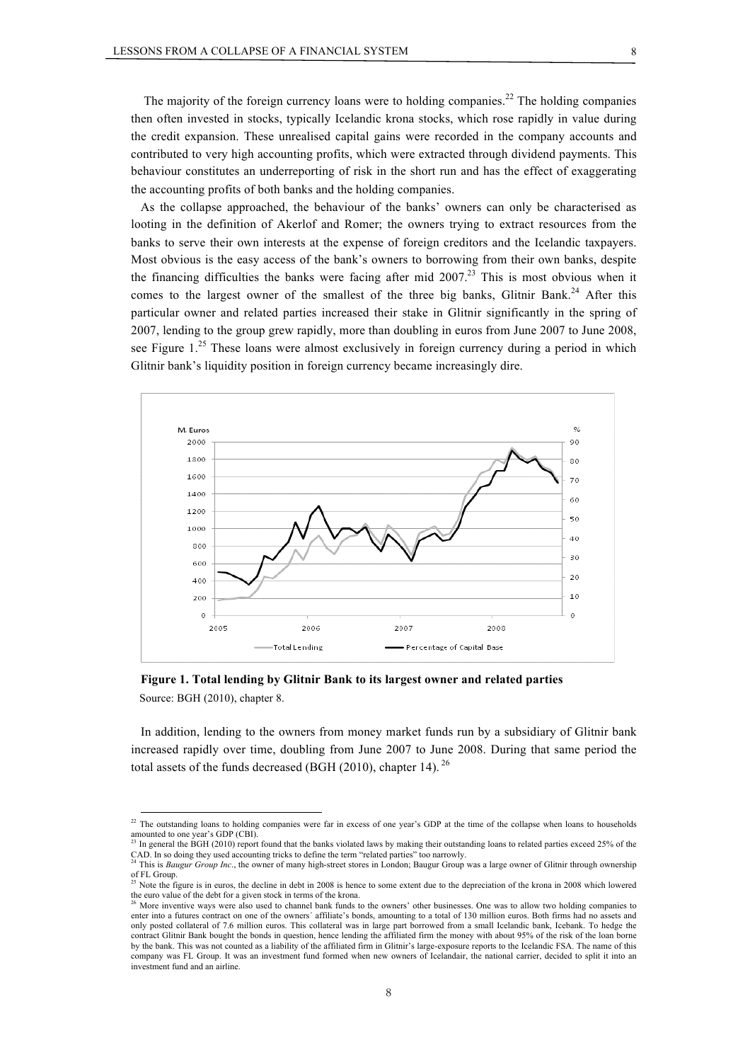The majority of the foreign currency loans were to holding companies.[22] The holding companies then often invested in stocks, typically Icelandic krona stocks, which rose rapidly in value during the credit expansion. These unrealised capital gains were recorded in the company accounts and contributed to very high accounting profits, which were extracted through dividend payments. This behaviour constitutes an underreporting of risk in the short run and has the effect of exaggerating the accounting profits of both banks and the holding companies.

As the collapse approached, the behaviour of the banks' owners can only be characterised as looting in the definition of Akerlof and Romer; the owners trying to extract resources from the banks to serve their own interests at the expense of foreign creditors and the Icelandic taxpayers. Most obvious is the easy access of the bank's owners to borrowing from their own banks, despite the financing difficulties the banks were facing after mid 2007.[23] This is most obvious when it comes to the largest owner of the smallest of the three big banks, Glitnir Bank.[24] After this particular owner and related parties increased their stake in Glitnir significantly in the spring of 2007, lending to the group grew rapidly, more than doubling in euros from June 2007 to June 2008, see Figure 1.[25] These loans were almost exclusively in foreign currency during a period in which Glitnir bank's liquidity position in foreign currency became increasingly dire.

**Figure 1. Total lending by Glitnir Bank to its largest owner and related parties**

Source: BGH (2010), chapter 8.

In addition, lending to the owners from money market funds run by a subsidiary of Glitnir bank increased rapidly over time, doubling from June 2007 to June 2008. During that same period the total assets of the funds decreased (BGH (2010), chapter 14).[26]

---

[22] The outstanding loans to holding companies were far in excess of one year's GDP at the time of the collapse when loans to households amounted to one year's GDP (CBI).

[23] In general the BGH (2010) report found that the banks violated laws by making their outstanding loans to related parties exceed 25% of the CAD. In so doing they used accounting tricks to define the term "related parties" too narrowly.

[24] This is *Baugur Group Inc*., the owner of many high-street stores in London; Baugur Group was a large owner of Glitnir through ownership of FL Group.

[25] Note the figure is in euros, the decline in debt in 2008 is hence to some extent due to the depreciation of the krona in 2008 which lowered the euro value of the debt for a given stock in terms of the krona.

[26] More inventive ways were also used to channel bank funds to the owners' other businesses. One was to allow two holding companies to enter into a futures contract on one of the owners' affiliate's bonds, amounting to a total of 130 million euros. Both firms had no assets and only posted collateral of 7.6 million euros. This collateral was in large part borrowed from a small Icelandic bank, Icebank. To hedge the contract Glitnir Bank bought the bonds in question, hence lending the affiliated firm the money with about 95% of the risk of the loan borne by the bank. This was not counted as a liability of the affiliated firm in Glitnir's large-exposure reports to the Icelandic FSA. The name of this company was FL Group. It was an investment fund formed when new owners of Icelandair, the national carrier, decided to split it into an investment fund and an airline.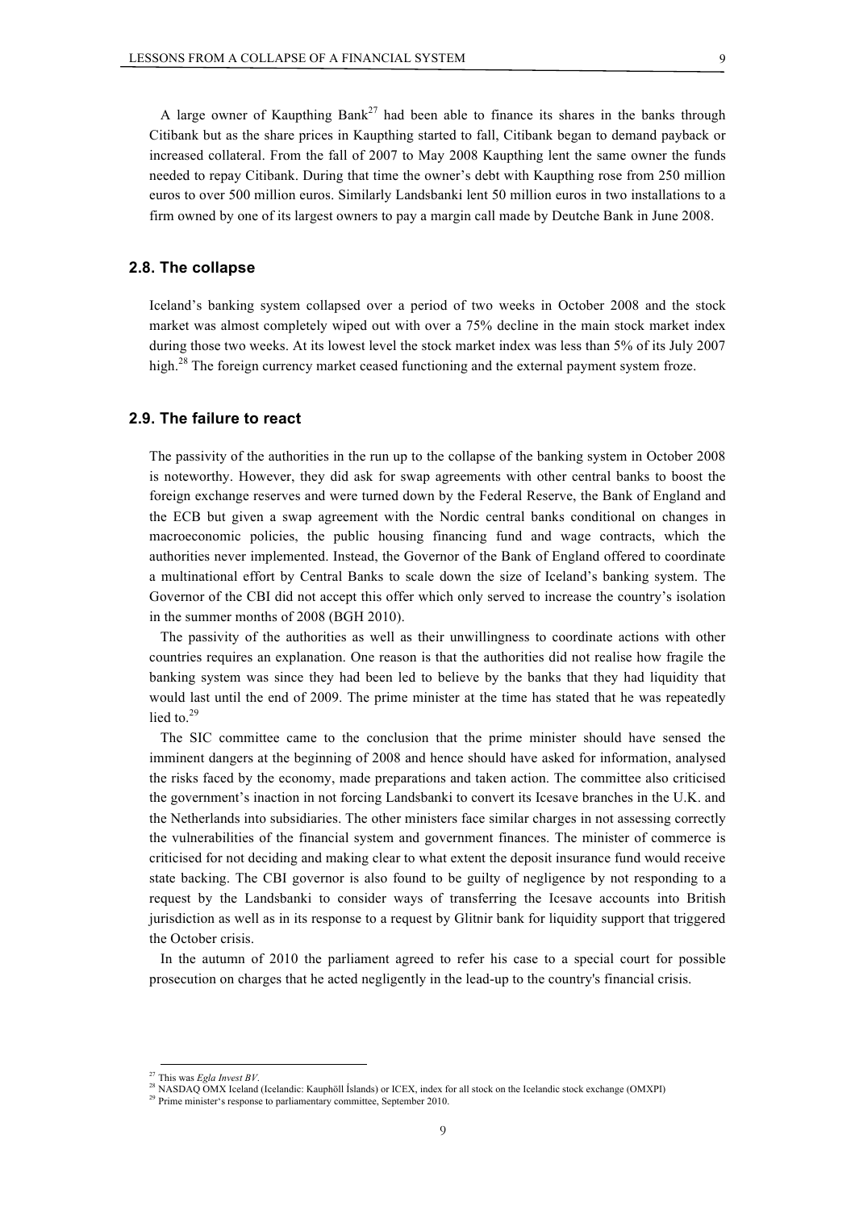A large owner of Kaupthing Bank[27] had been able to finance its shares in the banks through Citibank but as the share prices in Kaupthing started to fall, Citibank began to demand payback or increased collateral. From the fall of 2007 to May 2008 Kaupthing lent the same owner the funds needed to repay Citibank. During that time the owner's debt with Kaupthing rose from 250 million euros to over 500 million euros. Similarly Landsbanki lent 50 million euros in two installations to a firm owned by one of its largest owners to pay a margin call made by Deutche Bank in June 2008.

### 2.8. The collapse

Iceland's banking system collapsed over a period of two weeks in October 2008 and the stock market was almost completely wiped out with over a 75% decline in the main stock market index during those two weeks. At its lowest level the stock market index was less than 5% of its July 2007 high.[28] The foreign currency market ceased functioning and the external payment system froze.

### 2.9. The failure to react

The passivity of the authorities in the run up to the collapse of the banking system in October 2008 is noteworthy. However, they did ask for swap agreements with other central banks to boost the foreign exchange reserves and were turned down by the Federal Reserve, the Bank of England and the ECB but given a swap agreement with the Nordic central banks conditional on changes in macroeconomic policies, the public housing financing fund and wage contracts, which the authorities never implemented. Instead, the Governor of the Bank of England offered to coordinate a multinational effort by Central Banks to scale down the size of Iceland's banking system. The Governor of the CBI did not accept this offer which only served to increase the country's isolation in the summer months of 2008 (BGH 2010).

The passivity of the authorities as well as their unwillingness to coordinate actions with other countries requires an explanation. One reason is that the authorities did not realise how fragile the banking system was since they had been led to believe by the banks that they had liquidity that would last until the end of 2009. The prime minister at the time has stated that he was repeatedly lied to.[29]

The SIC committee came to the conclusion that the prime minister should have sensed the imminent dangers at the beginning of 2008 and hence should have asked for information, analysed the risks faced by the economy, made preparations and taken action. The committee also criticised the government's inaction in not forcing Landsbanki to convert its Icesave branches in the U.K. and the Netherlands into subsidiaries. The other ministers face similar charges in not assessing correctly the vulnerabilities of the financial system and government finances. The minister of commerce is criticised for not deciding and making clear to what extent the deposit insurance fund would receive state backing. The CBI governor is also found to be guilty of negligence by not responding to a request by the Landsbanki to consider ways of transferring the Icesave accounts into British jurisdiction as well as in its response to a request by Glitnir bank for liquidity support that triggered the October crisis.

In the autumn of 2010 the parliament agreed to refer his case to a special court for possible prosecution on charges that he acted negligently in the lead-up to the country's financial crisis.

---

[27] This was *Egla Invest BV*.

[28] NASDAQ OMX Iceland (Icelandic: Kauphöll Íslands) or ICEX, index for all stock on the Icelandic stock exchange (OMXPI)

[29] Prime minister's response to parliamentary committee, September 2010.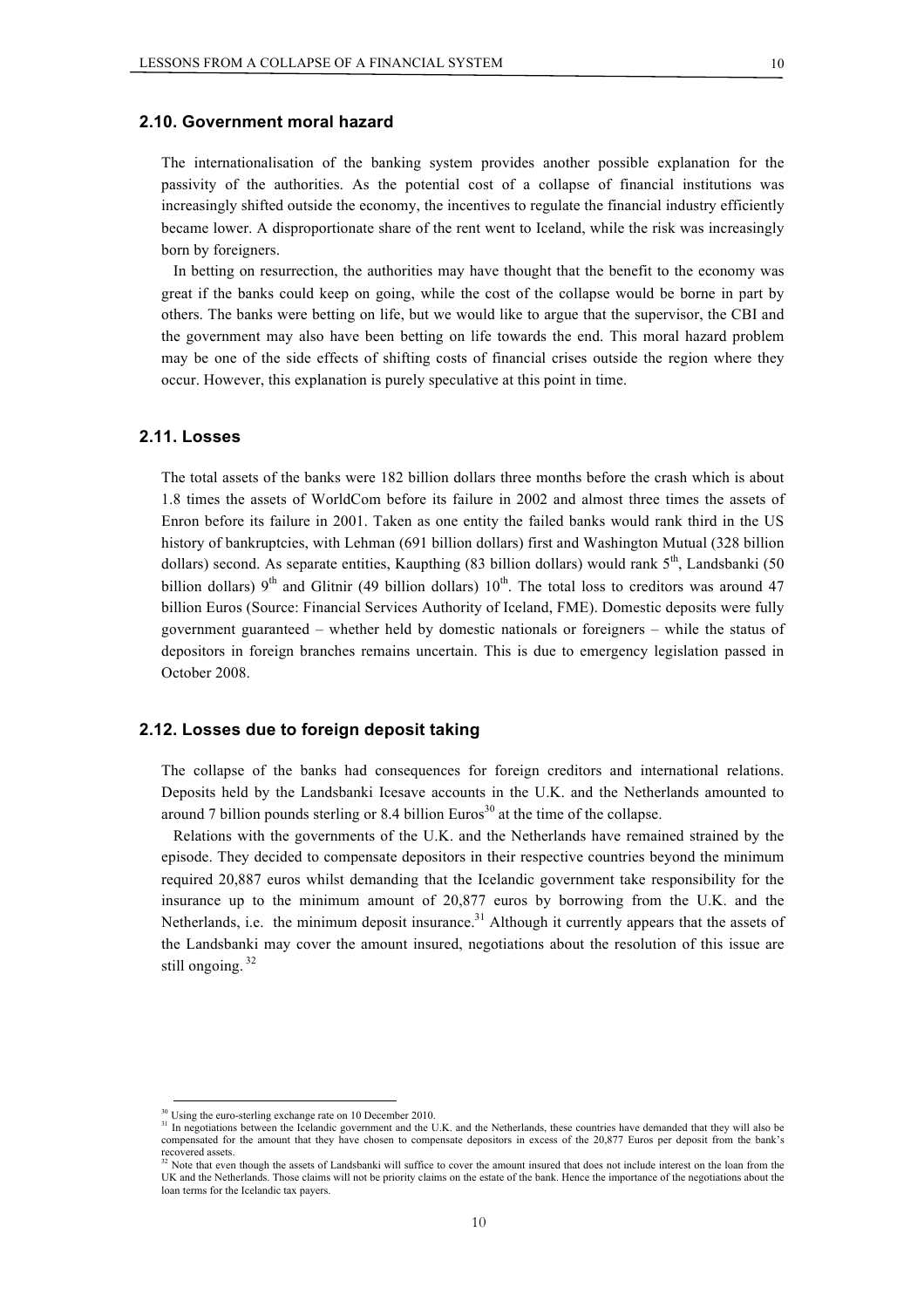## 2.10. Government moral hazard

The internationalisation of the banking system provides another possible explanation for the passivity of the authorities. As the potential cost of a collapse of financial institutions was increasingly shifted outside the economy, the incentives to regulate the financial industry efficiently became lower. A disproportionate share of the rent went to Iceland, while the risk was increasingly born by foreigners.

In betting on resurrection, the authorities may have thought that the benefit to the economy was great if the banks could keep on going, while the cost of the collapse would be borne in part by others. The banks were betting on life, but we would like to argue that the supervisor, the CBI and the government may also have been betting on life towards the end. This moral hazard problem may be one of the side effects of shifting costs of financial crises outside the region where they occur. However, this explanation is purely speculative at this point in time.

## 2.11. Losses

The total assets of the banks were 182 billion dollars three months before the crash which is about 1.8 times the assets of WorldCom before its failure in 2002 and almost three times the assets of Enron before its failure in 2001. Taken as one entity the failed banks would rank third in the US history of bankruptcies, with Lehman (691 billion dollars) first and Washington Mutual (328 billion dollars) second. As separate entities, Kaupthing (83 billion dollars) would rank 5th, Landsbanki (50 billion dollars) 9th and Glitnir (49 billion dollars) 10th. The total loss to creditors was around 47 billion Euros (Source: Financial Services Authority of Iceland, FME). Domestic deposits were fully government guaranteed – whether held by domestic nationals or foreigners – while the status of depositors in foreign branches remains uncertain. This is due to emergency legislation passed in October 2008.

## 2.12. Losses due to foreign deposit taking

The collapse of the banks had consequences for foreign creditors and international relations. Deposits held by the Landsbanki Icesave accounts in the U.K. and the Netherlands amounted to around 7 billion pounds sterling or 8.4 billion Euros[30] at the time of the collapse.

Relations with the governments of the U.K. and the Netherlands have remained strained by the episode. They decided to compensate depositors in their respective countries beyond the minimum required 20,887 euros whilst demanding that the Icelandic government take responsibility for the insurance up to the minimum amount of 20,877 euros by borrowing from the U.K. and the Netherlands, i.e. the minimum deposit insurance.[31] Although it currently appears that the assets of the Landsbanki may cover the amount insured, negotiations about the resolution of this issue are still ongoing.[32]

---

[30] Using the euro-sterling exchange rate on 10 December 2010.

[31] In negotiations between the Icelandic government and the U.K. and the Netherlands, these countries have demanded that they will also be compensated for the amount that they have chosen to compensate depositors in excess of the 20,877 Euros per deposit from the bank's recovered assets.

[32] Note that even though the assets of Landsbanki will suffice to cover the amount insured that does not include interest on the loan from the UK and the Netherlands. Those claims will not be priority claims on the estate of the bank. Hence the importance of the negotiations about the loan terms for the Icelandic tax payers.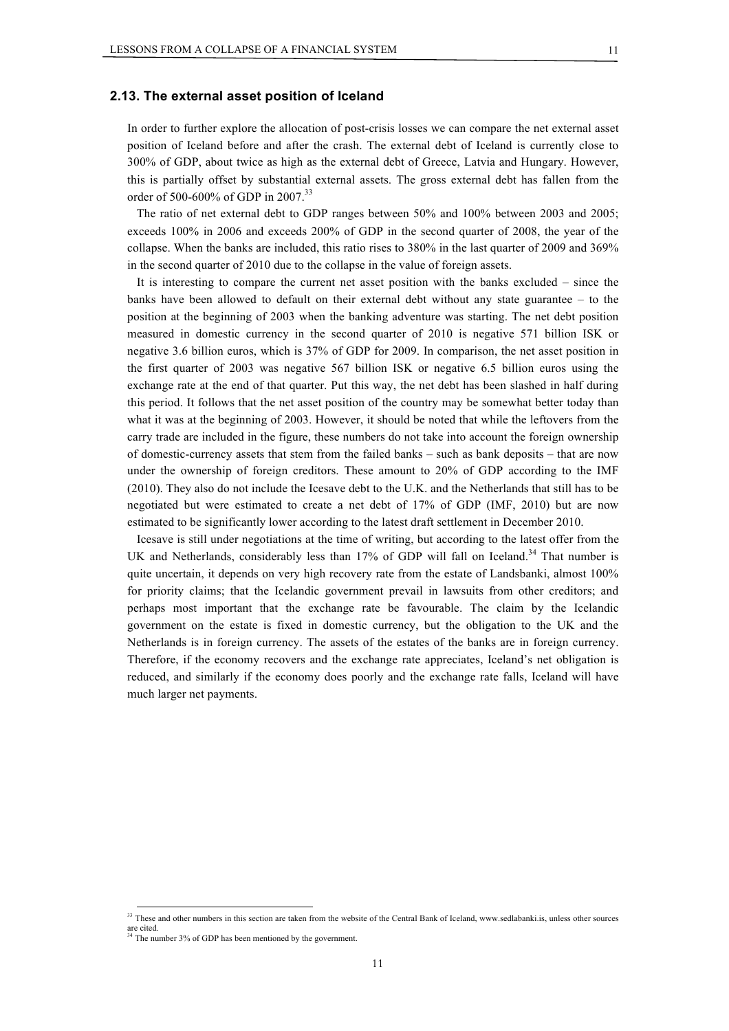## 2.13. The external asset position of Iceland

In order to further explore the allocation of post-crisis losses we can compare the net external asset position of Iceland before and after the crash. The external debt of Iceland is currently close to 300% of GDP, about twice as high as the external debt of Greece, Latvia and Hungary. However, this is partially offset by substantial external assets. The gross external debt has fallen from the order of 500-600% of GDP in 2007.[33]

The ratio of net external debt to GDP ranges between 50% and 100% between 2003 and 2005; exceeds 100% in 2006 and exceeds 200% of GDP in the second quarter of 2008, the year of the collapse. When the banks are included, this ratio rises to 380% in the last quarter of 2009 and 369% in the second quarter of 2010 due to the collapse in the value of foreign assets.

It is interesting to compare the current net asset position with the banks excluded – since the banks have been allowed to default on their external debt without any state guarantee – to the position at the beginning of 2003 when the banking adventure was starting. The net debt position measured in domestic currency in the second quarter of 2010 is negative 571 billion ISK or negative 3.6 billion euros, which is 37% of GDP for 2009. In comparison, the net asset position in the first quarter of 2003 was negative 567 billion ISK or negative 6.5 billion euros using the exchange rate at the end of that quarter. Put this way, the net debt has been slashed in half during this period. It follows that the net asset position of the country may be somewhat better today than what it was at the beginning of 2003. However, it should be noted that while the leftovers from the carry trade are included in the figure, these numbers do not take into account the foreign ownership of domestic-currency assets that stem from the failed banks – such as bank deposits – that are now under the ownership of foreign creditors. These amount to 20% of GDP according to the IMF (2010). They also do not include the Icesave debt to the U.K. and the Netherlands that still has to be negotiated but were estimated to create a net debt of 17% of GDP (IMF, 2010) but are now estimated to be significantly lower according to the latest draft settlement in December 2010.

Icesave is still under negotiations at the time of writing, but according to the latest offer from the UK and Netherlands, considerably less than 17% of GDP will fall on Iceland.[34] That number is quite uncertain, it depends on very high recovery rate from the estate of Landsbanki, almost 100% for priority claims; that the Icelandic government prevail in lawsuits from other creditors; and perhaps most important that the exchange rate be favourable. The claim by the Icelandic government on the estate is fixed in domestic currency, but the obligation to the UK and the Netherlands is in foreign currency. The assets of the estates of the banks are in foreign currency. Therefore, if the economy recovers and the exchange rate appreciates, Iceland's net obligation is reduced, and similarly if the economy does poorly and the exchange rate falls, Iceland will have much larger net payments.

---

[33] These and other numbers in this section are taken from the website of the Central Bank of Iceland, www.sedlabanki.is, unless other sources are cited.

[34] The number 3% of GDP has been mentioned by the government.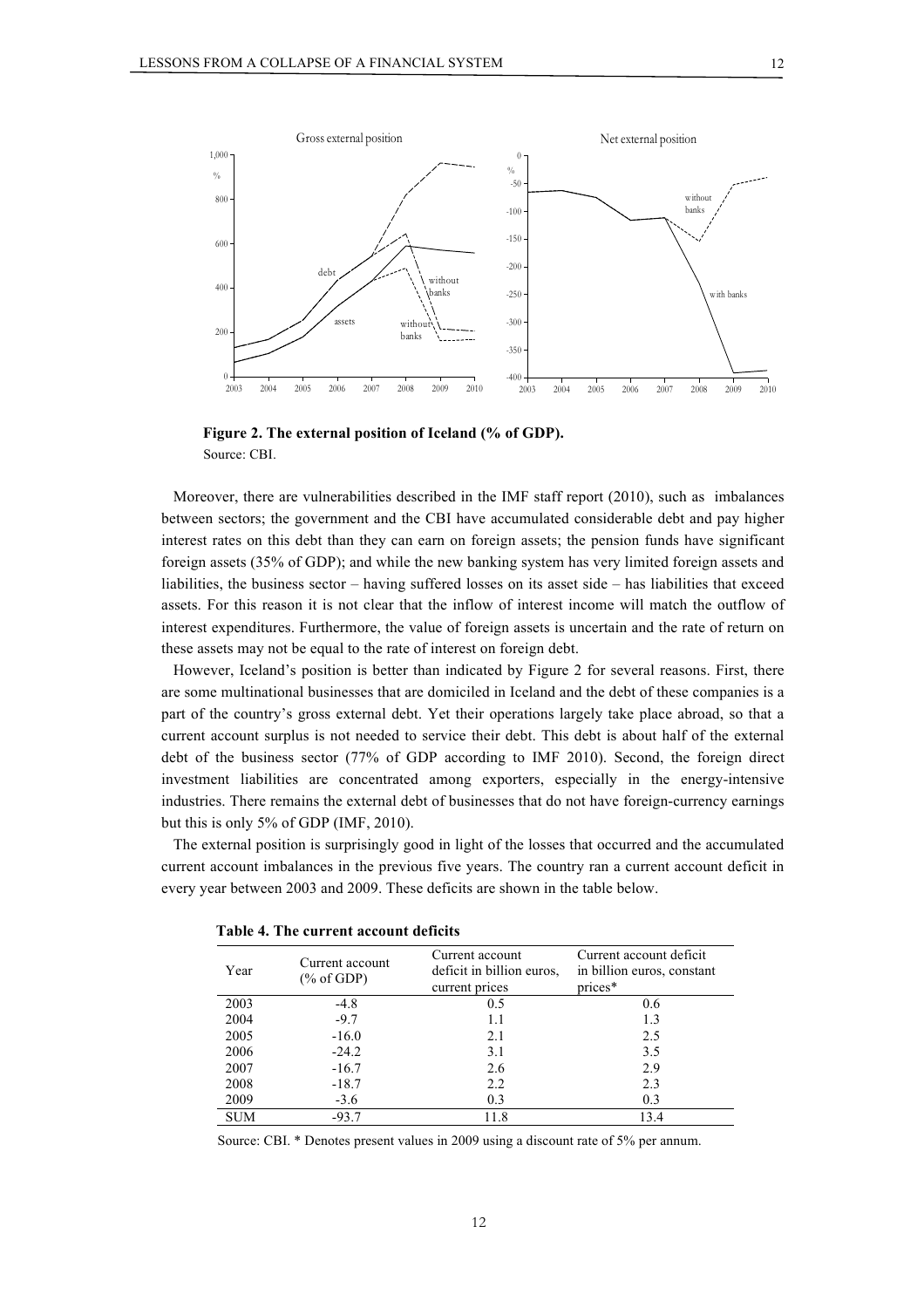**Figure 2. The external position of Iceland (% of GDP).**
Source: CBI.

Moreover, there are vulnerabilities described in the IMF staff report (2010), such as imbalances between sectors; the government and the CBI have accumulated considerable debt and pay higher interest rates on this debt than they can earn on foreign assets; the pension funds have significant foreign assets (35% of GDP); and while the new banking system has very limited foreign assets and liabilities, the business sector – having suffered losses on its asset side – has liabilities that exceed assets. For this reason it is not clear that the inflow of interest income will match the outflow of interest expenditures. Furthermore, the value of foreign assets is uncertain and the rate of return on these assets may not be equal to the rate of interest on foreign debt.

However, Iceland's position is better than indicated by Figure 2 for several reasons. First, there are some multinational businesses that are domiciled in Iceland and the debt of these companies is a part of the country's gross external debt. Yet their operations largely take place abroad, so that a current account surplus is not needed to service their debt. This debt is about half of the external debt of the business sector (77% of GDP according to IMF 2010). Second, the foreign direct investment liabilities are concentrated among exporters, especially in the energy-intensive industries. There remains the external debt of businesses that do not have foreign-currency earnings but this is only 5% of GDP (IMF, 2010).

The external position is surprisingly good in light of the losses that occurred and the accumulated current account imbalances in the previous five years. The country ran a current account deficit in every year between 2003 and 2009. These deficits are shown in the table below.

**Table 4. The current account deficits**

| Year | Current account (% of GDP) | Current account deficit in billion euros, current prices | Current account deficit in billion euros, constant prices* |
|---|---|---|---|
| 2003 | -4.8 | 0.5 | 0.6 |
| 2004 | -9.7 | 1.1 | 1.3 |
| 2005 | -16.0 | 2.1 | 2.5 |
| 2006 | -24.2 | 3.1 | 3.5 |
| 2007 | -16.7 | 2.6 | 2.9 |
| 2008 | -18.7 | 2.2 | 2.3 |
| 2009 | -3.6 | 0.3 | 0.3 |
| SUM | -93.7 | 11.8 | 13.4 |

Source: CBI. * Denotes present values in 2009 using a discount rate of 5% per annum.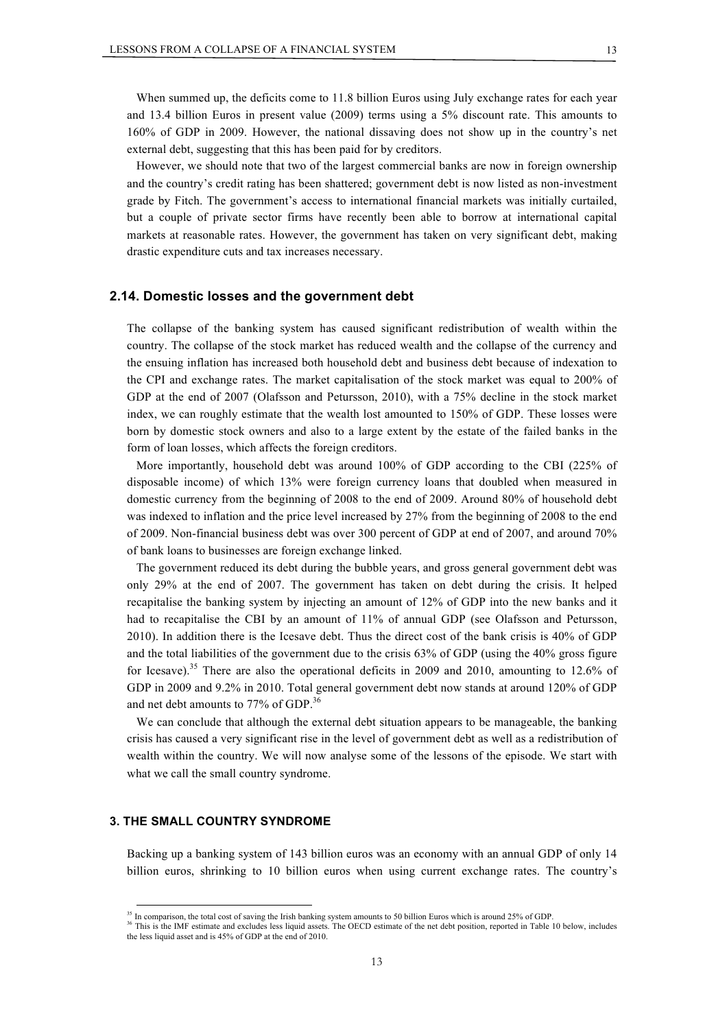When summed up, the deficits come to 11.8 billion Euros using July exchange rates for each year and 13.4 billion Euros in present value (2009) terms using a 5% discount rate. This amounts to 160% of GDP in 2009. However, the national dissaving does not show up in the country's net external debt, suggesting that this has been paid for by creditors.

However, we should note that two of the largest commercial banks are now in foreign ownership and the country's credit rating has been shattered; government debt is now listed as non-investment grade by Fitch. The government's access to international financial markets was initially curtailed, but a couple of private sector firms have recently been able to borrow at international capital markets at reasonable rates. However, the government has taken on very significant debt, making drastic expenditure cuts and tax increases necessary.

## 2.14. Domestic losses and the government debt

The collapse of the banking system has caused significant redistribution of wealth within the country. The collapse of the stock market has reduced wealth and the collapse of the currency and the ensuing inflation has increased both household debt and business debt because of indexation to the CPI and exchange rates. The market capitalisation of the stock market was equal to 200% of GDP at the end of 2007 (Olafsson and Petursson, 2010), with a 75% decline in the stock market index, we can roughly estimate that the wealth lost amounted to 150% of GDP. These losses were born by domestic stock owners and also to a large extent by the estate of the failed banks in the form of loan losses, which affects the foreign creditors.

More importantly, household debt was around 100% of GDP according to the CBI (225% of disposable income) of which 13% were foreign currency loans that doubled when measured in domestic currency from the beginning of 2008 to the end of 2009. Around 80% of household debt was indexed to inflation and the price level increased by 27% from the beginning of 2008 to the end of 2009. Non-financial business debt was over 300 percent of GDP at end of 2007, and around 70% of bank loans to businesses are foreign exchange linked.

The government reduced its debt during the bubble years, and gross general government debt was only 29% at the end of 2007. The government has taken on debt during the crisis. It helped recapitalise the banking system by injecting an amount of 12% of GDP into the new banks and it had to recapitalise the CBI by an amount of 11% of annual GDP (see Olafsson and Petursson, 2010). In addition there is the Icesave debt. Thus the direct cost of the bank crisis is 40% of GDP and the total liabilities of the government due to the crisis 63% of GDP (using the 40% gross figure for Icesave).[35] There are also the operational deficits in 2009 and 2010, amounting to 12.6% of GDP in 2009 and 9.2% in 2010. Total general government debt now stands at around 120% of GDP and net debt amounts to 77% of GDP.[36]

We can conclude that although the external debt situation appears to be manageable, the banking crisis has caused a very significant rise in the level of government debt as well as a redistribution of wealth within the country. We will now analyse some of the lessons of the episode. We start with what we call the small country syndrome.

## 3. THE SMALL COUNTRY SYNDROME

Backing up a banking system of 143 billion euros was an economy with an annual GDP of only 14 billion euros, shrinking to 10 billion euros when using current exchange rates. The country's

[35] In comparison, the total cost of saving the Irish banking system amounts to 50 billion Euros which is around 25% of GDP.

[36] This is the IMF estimate and excludes less liquid assets. The OECD estimate of the net debt position, reported in Table 10 below, includes the less liquid asset and is 45% of GDP at the end of 2010.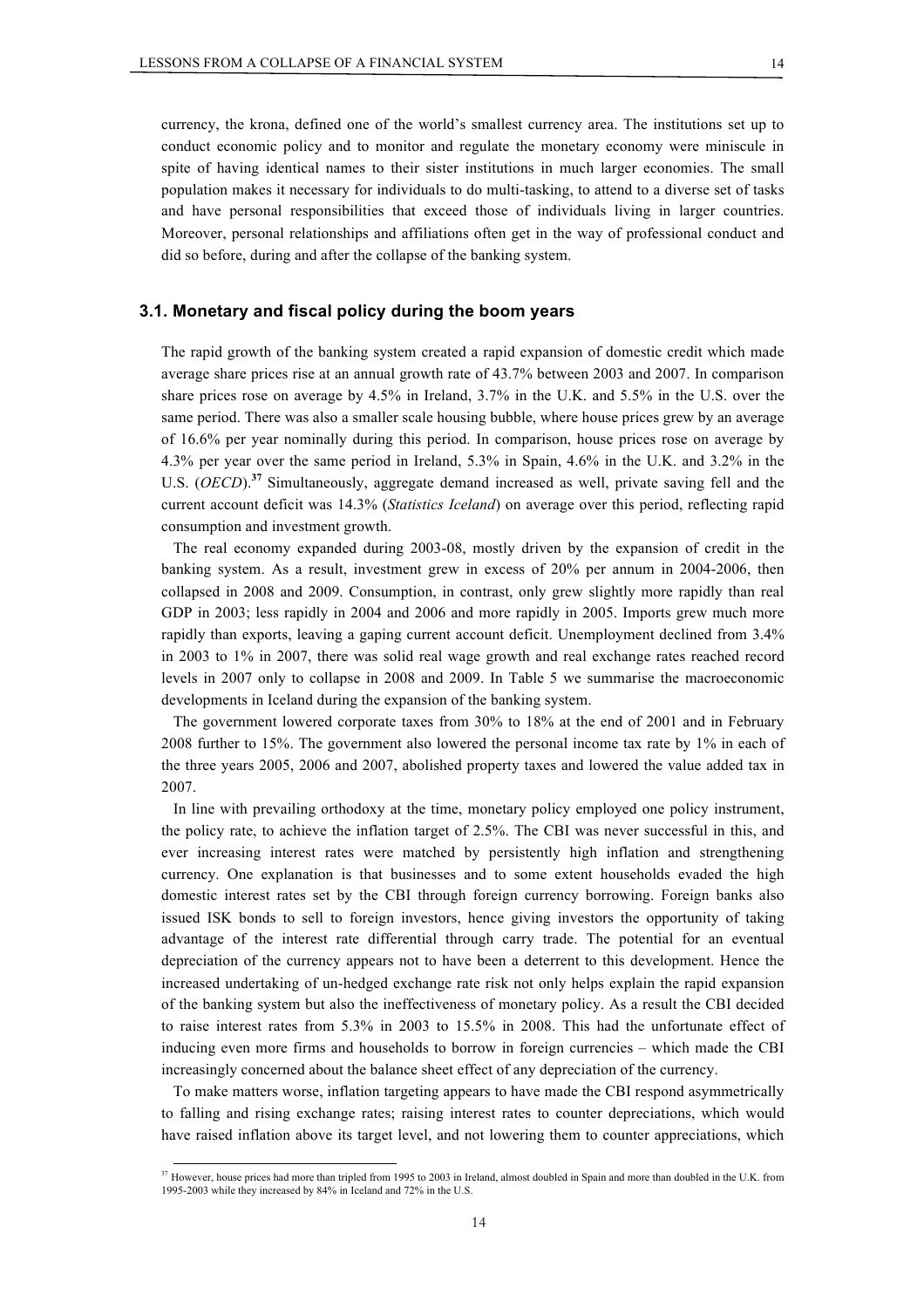currency, the krona, defined one of the world's smallest currency area. The institutions set up to conduct economic policy and to monitor and regulate the monetary economy were miniscule in spite of having identical names to their sister institutions in much larger economies. The small population makes it necessary for individuals to do multi-tasking, to attend to a diverse set of tasks and have personal responsibilities that exceed those of individuals living in larger countries. Moreover, personal relationships and affiliations often get in the way of professional conduct and did so before, during and after the collapse of the banking system.

### 3.1. Monetary and fiscal policy during the boom years

The rapid growth of the banking system created a rapid expansion of domestic credit which made average share prices rise at an annual growth rate of 43.7% between 2003 and 2007. In comparison share prices rose on average by 4.5% in Ireland, 3.7% in the U.K. and 5.5% in the U.S. over the same period. There was also a smaller scale housing bubble, where house prices grew by an average of 16.6% per year nominally during this period. In comparison, house prices rose on average by 4.3% per year over the same period in Ireland, 5.3% in Spain, 4.6% in the U.K. and 3.2% in the U.S. (*OECD*).[37] Simultaneously, aggregate demand increased as well, private saving fell and the current account deficit was 14.3% (*Statistics Iceland*) on average over this period, reflecting rapid consumption and investment growth.

The real economy expanded during 2003-08, mostly driven by the expansion of credit in the banking system. As a result, investment grew in excess of 20% per annum in 2004-2006, then collapsed in 2008 and 2009. Consumption, in contrast, only grew slightly more rapidly than real GDP in 2003; less rapidly in 2004 and 2006 and more rapidly in 2005. Imports grew much more rapidly than exports, leaving a gaping current account deficit. Unemployment declined from 3.4% in 2003 to 1% in 2007, there was solid real wage growth and real exchange rates reached record levels in 2007 only to collapse in 2008 and 2009. In Table 5 we summarise the macroeconomic developments in Iceland during the expansion of the banking system.

The government lowered corporate taxes from 30% to 18% at the end of 2001 and in February 2008 further to 15%. The government also lowered the personal income tax rate by 1% in each of the three years 2005, 2006 and 2007, abolished property taxes and lowered the value added tax in 2007.

In line with prevailing orthodoxy at the time, monetary policy employed one policy instrument, the policy rate, to achieve the inflation target of 2.5%. The CBI was never successful in this, and ever increasing interest rates were matched by persistently high inflation and strengthening currency. One explanation is that businesses and to some extent households evaded the high domestic interest rates set by the CBI through foreign currency borrowing. Foreign banks also issued ISK bonds to sell to foreign investors, hence giving investors the opportunity of taking advantage of the interest rate differential through carry trade. The potential for an eventual depreciation of the currency appears not to have been a deterrent to this development. Hence the increased undertaking of un-hedged exchange rate risk not only helps explain the rapid expansion of the banking system but also the ineffectiveness of monetary policy. As a result the CBI decided to raise interest rates from 5.3% in 2003 to 15.5% in 2008. This had the unfortunate effect of inducing even more firms and households to borrow in foreign currencies – which made the CBI increasingly concerned about the balance sheet effect of any depreciation of the currency.

To make matters worse, inflation targeting appears to have made the CBI respond asymmetrically to falling and rising exchange rates; raising interest rates to counter depreciations, which would have raised inflation above its target level, and not lowering them to counter appreciations, which

[37] However, house prices had more than tripled from 1995 to 2003 in Ireland, almost doubled in Spain and more than doubled in the U.K. from 1995-2003 while they increased by 84% in Iceland and 72% in the U.S.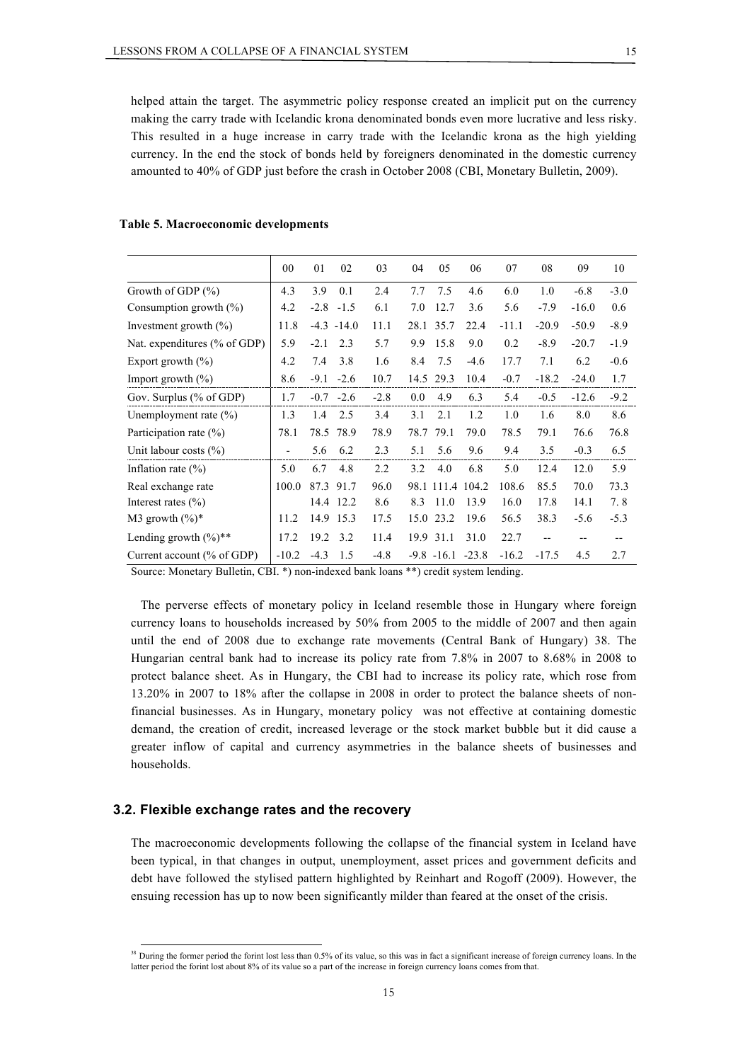helped attain the target. The asymmetric policy response created an implicit put on the currency making the carry trade with Icelandic krona denominated bonds even more lucrative and less risky. This resulted in a huge increase in carry trade with the Icelandic krona as the high yielding currency. In the end the stock of bonds held by foreigners denominated in the domestic currency amounted to 40% of GDP just before the crash in October 2008 (CBI, Monetary Bulletin, 2009).

**Table 5. Macroeconomic developments**

| | 00 | 01 | 02 | 03 | 04 | 05 | 06 | 07 | 08 | 09 | 10 |
|---|---|---|---|---|---|---|---|---|---|---|---|
| Growth of GDP (%) | 4.3 | 3.9 | 0.1 | 2.4 | 7.7 | 7.5 | 4.6 | 6.0 | 1.0 | -6.8 | -3.0 |
| Consumption growth (%) | 4.2 | -2.8 | -1.5 | 6.1 | 7.0 | 12.7 | 3.6 | 5.6 | -7.9 | -16.0 | 0.6 |
| Investment growth (%) | 11.8 | -4.3 | -14.0 | 11.1 | 28.1 | 35.7 | 22.4 | -11.1 | -20.9 | -50.9 | -8.9 |
| Nat. expenditures (% of GDP) | 5.9 | -2.1 | 2.3 | 5.7 | 9.9 | 15.8 | 9.0 | 0.2 | -8.9 | -20.7 | -1.9 |
| Export growth (%) | 4.2 | 7.4 | 3.8 | 1.6 | 8.4 | 7.5 | -4.6 | 17.7 | 7.1 | 6.2 | -0.6 |
| Import growth (%) | 8.6 | -9.1 | -2.6 | 10.7 | 14.5 | 29.3 | 10.4 | -0.7 | -18.2 | -24.0 | 1.7 |
| Gov. Surplus (% of GDP) | 1.7 | -0.7 | -2.6 | -2.8 | 0.0 | 4.9 | 6.3 | 5.4 | -0.5 | -12.6 | -9.2 |
| Unemployment rate (%) | 1.3 | 1.4 | 2.5 | 3.4 | 3.1 | 2.1 | 1.2 | 1.0 | 1.6 | 8.0 | 8.6 |
| Participation rate (%) | 78.1 | 78.5 | 78.9 | 78.9 | 78.7 | 79.1 | 79.0 | 78.5 | 79.1 | 76.6 | 76.8 |
| Unit labour costs (%) | - | 5.6 | 6.2 | 2.3 | 5.1 | 5.6 | 9.6 | 9.4 | 3.5 | -0.3 | 6.5 |
| Inflation rate (%) | 5.0 | 6.7 | 4.8 | 2.2 | 3.2 | 4.0 | 6.8 | 5.0 | 12.4 | 12.0 | 5.9 |
| Real exchange rate | 100.0 | 87.3 | 91.7 | 96.0 | 98.1 | 111.4 | 104.2 | 108.6 | 85.5 | 70.0 | 73.3 |
| Interest rates (%) | | 14.4 | 12.2 | 8.6 | 8.3 | 11.0 | 13.9 | 16.0 | 17.8 | 14.1 | 7. 8 |
| M3 growth (%)* | 11.2 | 14.9 | 15.3 | 17.5 | 15.0 | 23.2 | 19.6 | 56.5 | 38.3 | -5.6 | -5.3 |
| Lending growth (%)** | 17.2 | 19.2 | 3.2 | 11.4 | 19.9 | 31.1 | 31.0 | 22.7 | -- | -- | -- |
| Current account (% of GDP) | -10.2 | -4.3 | 1.5 | -4.8 | -9.8 | -16.1 | -23.8 | -16.2 | -17.5 | 4.5 | 2.7 |

Source: Monetary Bulletin, CBI. *) non-indexed bank loans **) credit system lending.

The perverse effects of monetary policy in Iceland resemble those in Hungary where foreign currency loans to households increased by 50% from 2005 to the middle of 2007 and then again until the end of 2008 due to exchange rate movements (Central Bank of Hungary) 38. The Hungarian central bank had to increase its policy rate from 7.8% in 2007 to 8.68% in 2008 to protect balance sheet. As in Hungary, the CBI had to increase its policy rate, which rose from 13.20% in 2007 to 18% after the collapse in 2008 in order to protect the balance sheets of non-financial businesses. As in Hungary, monetary policy was not effective at containing domestic demand, the creation of credit, increased leverage or the stock market bubble but it did cause a greater inflow of capital and currency asymmetries in the balance sheets of businesses and households.

### 3.2. Flexible exchange rates and the recovery

The macroeconomic developments following the collapse of the financial system in Iceland have been typical, in that changes in output, unemployment, asset prices and government deficits and debt have followed the stylised pattern highlighted by Reinhart and Rogoff (2009). However, the ensuing recession has up to now been significantly milder than feared at the onset of the crisis.

[38] During the former period the forint lost less than 0.5% of its value, so this was in fact a significant increase of foreign currency loans. In the latter period the forint lost about 8% of its value so a part of the increase in foreign currency loans comes from that.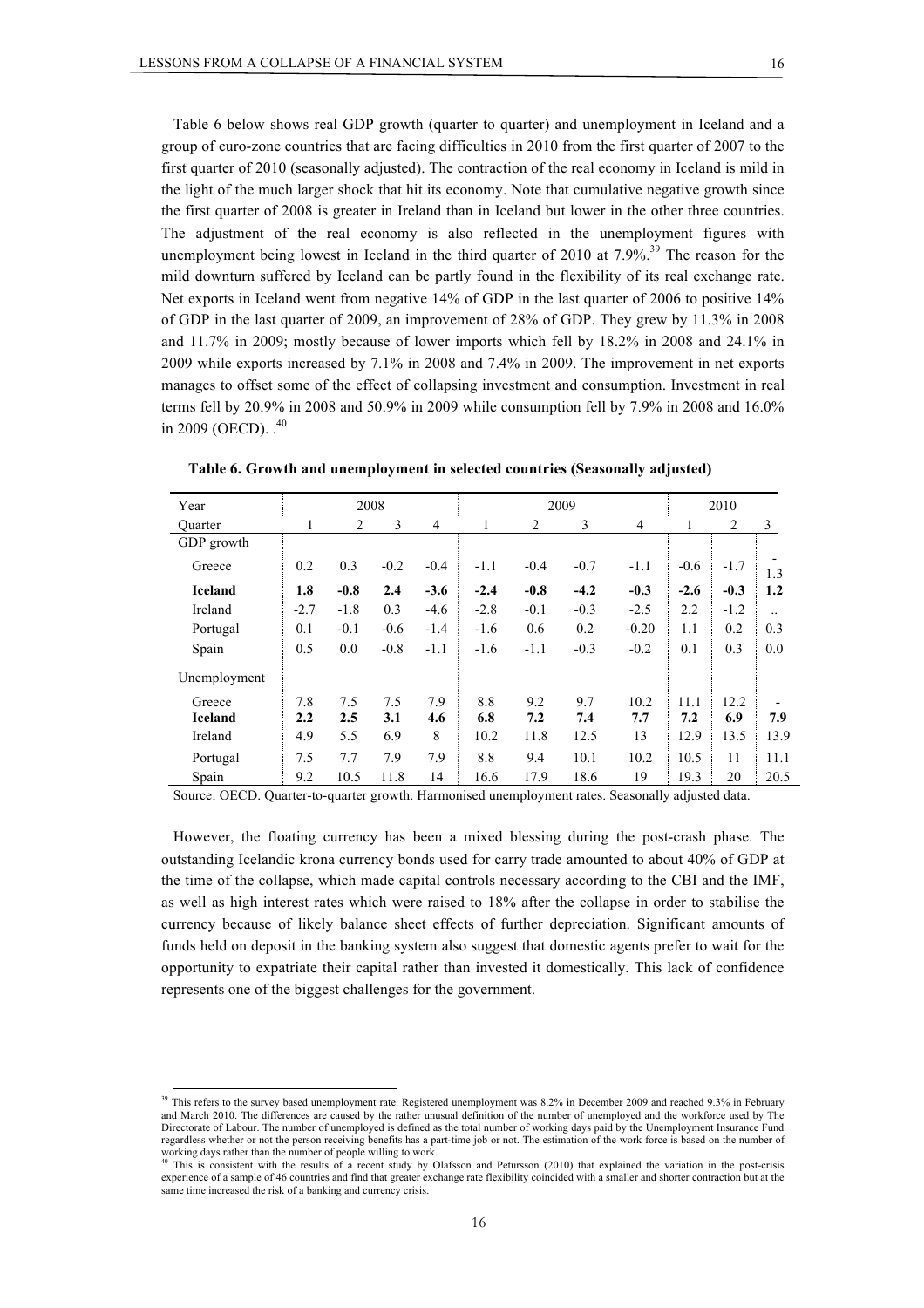Table 6 below shows real GDP growth (quarter to quarter) and unemployment in Iceland and a group of euro-zone countries that are facing difficulties in 2010 from the first quarter of 2007 to the first quarter of 2010 (seasonally adjusted). The contraction of the real economy in Iceland is mild in the light of the much larger shock that hit its economy. Note that cumulative negative growth since the first quarter of 2008 is greater in Ireland than in Iceland but lower in the other three countries. The adjustment of the real economy is also reflected in the unemployment figures with unemployment being lowest in Iceland in the third quarter of 2010 at 7.9%.[39] The reason for the mild downturn suffered by Iceland can be partly found in the flexibility of its real exchange rate. Net exports in Iceland went from negative 14% of GDP in the last quarter of 2006 to positive 14% of GDP in the last quarter of 2009, an improvement of 28% of GDP. They grew by 11.3% in 2008 and 11.7% in 2009; mostly because of lower imports which fell by 18.2% in 2008 and 24.1% in 2009 while exports increased by 7.1% in 2008 and 7.4% in 2009. The improvement in net exports manages to offset some of the effect of collapsing investment and consumption. Investment in real terms fell by 20.9% in 2008 and 50.9% in 2009 while consumption fell by 7.9% in 2008 and 16.0% in 2009 (OECD). .[40]

**Table 6. Growth and unemployment in selected countries (Seasonally adjusted)**

| Year | 2008 | | | | 2009 | | | | 2010 | | |
|---|---|---|---|---|---|---|---|---|---|---|---|
| Quarter | 1 | 2 | 3 | 4 | 1 | 2 | 3 | 4 | 1 | 2 | 3 |
| GDP growth | | | | | | | | | | | |
| Greece | 0.2 | 0.3 | -0.2 | -0.4 | -1.1 | -0.4 | -0.7 | -1.1 | -0.6 | -1.7 | -1.3 |
| **Iceland** | **1.8** | **-0.8** | **2.4** | **-3.6** | **-2.4** | **-0.8** | **-4.2** | **-0.3** | **-2.6** | **-0.3** | **1.2** |
| Ireland | -2.7 | -1.8 | 0.3 | -4.6 | -2.8 | -0.1 | -0.3 | -2.5 | 2.2 | -1.2 | .. |
| Portugal | 0.1 | -0.1 | -0.6 | -1.4 | -1.6 | 0.6 | 0.2 | -0.20 | 1.1 | 0.2 | 0.3 |
| Spain | 0.5 | 0.0 | -0.8 | -1.1 | -1.6 | -1.1 | -0.3 | -0.2 | 0.1 | 0.3 | 0.0 |
| Unemployment | | | | | | | | | | | |
| Greece | 7.8 | 7.5 | 7.5 | 7.9 | 8.8 | 9.2 | 9.7 | 10.2 | 11.1 | 12.2 | - |
| **Iceland** | **2.2** | **2.5** | **3.1** | **4.6** | **6.8** | **7.2** | **7.4** | **7.7** | **7.2** | **6.9** | **7.9** |
| Ireland | 4.9 | 5.5 | 6.9 | 8 | 10.2 | 11.8 | 12.5 | 13 | 12.9 | 13.5 | 13.9 |
| Portugal | 7.5 | 7.7 | 7.9 | 7.9 | 8.8 | 9.4 | 10.1 | 10.2 | 10.5 | 11 | 11.1 |
| Spain | 9.2 | 10.5 | 11.8 | 14 | 16.6 | 17.9 | 18.6 | 19 | 19.3 | 20 | 20.5 |

Source: OECD. Quarter-to-quarter growth. Harmonised unemployment rates. Seasonally adjusted data.

However, the floating currency has been a mixed blessing during the post-crash phase. The outstanding Icelandic krona currency bonds used for carry trade amounted to about 40% of GDP at the time of the collapse, which made capital controls necessary according to the CBI and the IMF, as well as high interest rates which were raised to 18% after the collapse in order to stabilise the currency because of likely balance sheet effects of further depreciation. Significant amounts of funds held on deposit in the banking system also suggest that domestic agents prefer to wait for the opportunity to expatriate their capital rather than invested it domestically. This lack of confidence represents one of the biggest challenges for the government.

[39] This refers to the survey based unemployment rate. Registered unemployment was 8.2% in December 2009 and reached 9.3% in February and March 2010. The differences are caused by the rather unusual definition of the number of unemployed and the workforce used by The Directorate of Labour. The number of unemployed is defined as the total number of working days paid by the Unemployment Insurance Fund regardless whether or not the person receiving benefits has a part-time job or not. The estimation of the work force is based on the number of working days rather than the number of people willing to work.

[40] This is consistent with the results of a recent study by Olafsson and Petursson (2010) that explained the variation in the post-crisis experience of a sample of 46 countries and find that greater exchange rate flexibility coincided with a smaller and shorter contraction but at the same time increased the risk of a banking and currency crisis.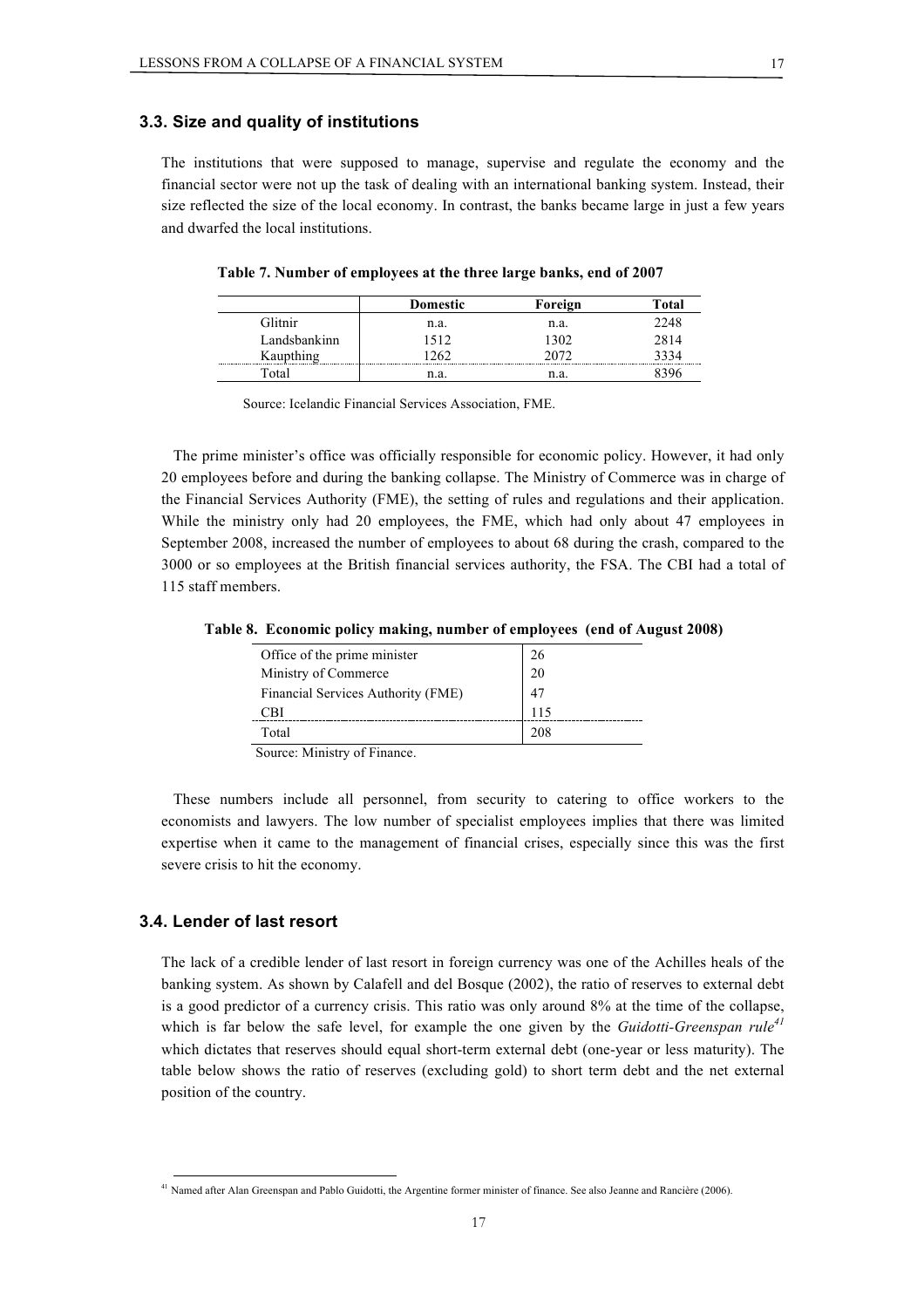### 3.3. Size and quality of institutions

The institutions that were supposed to manage, supervise and regulate the economy and the financial sector were not up the task of dealing with an international banking system. Instead, their size reflected the size of the local economy. In contrast, the banks became large in just a few years and dwarfed the local institutions.

**Table 7. Number of employees at the three large banks, end of 2007**

| | Domestic | Foreign | Total |
|---|---|---|---|
| Glitnir | n.a. | n.a. | 2248 |
| Landsbankinn | 1512 | 1302 | 2814 |
| Kaupthing | 1262 | 2072 | 3334 |
| Total | n.a. | n.a. | 8396 |

Source: Icelandic Financial Services Association, FME.

The prime minister's office was officially responsible for economic policy. However, it had only 20 employees before and during the banking collapse. The Ministry of Commerce was in charge of the Financial Services Authority (FME), the setting of rules and regulations and their application. While the ministry only had 20 employees, the FME, which had only about 47 employees in September 2008, increased the number of employees to about 68 during the crash, compared to the 3000 or so employees at the British financial services authority, the FSA. The CBI had a total of 115 staff members.

**Table 8. Economic policy making, number of employees (end of August 2008)**

| | |
|---|---|
| Office of the prime minister | 26 |
| Ministry of Commerce | 20 |
| Financial Services Authority (FME) | 47 |
| CBI | 115 |
| Total | 208 |

Source: Ministry of Finance.

These numbers include all personnel, from security to catering to office workers to the economists and lawyers. The low number of specialist employees implies that there was limited expertise when it came to the management of financial crises, especially since this was the first severe crisis to hit the economy.

### 3.4. Lender of last resort

The lack of a credible lender of last resort in foreign currency was one of the Achilles heals of the banking system. As shown by Calafell and del Bosque (2002), the ratio of reserves to external debt is a good predictor of a currency crisis. This ratio was only around 8% at the time of the collapse, which is far below the safe level, for example the one given by the *Guidotti-Greenspan rule*[41] which dictates that reserves should equal short-term external debt (one-year or less maturity). The table below shows the ratio of reserves (excluding gold) to short term debt and the net external position of the country.

[41] Named after Alan Greenspan and Pablo Guidotti, the Argentine former minister of finance. See also Jeanne and Rancière (2006).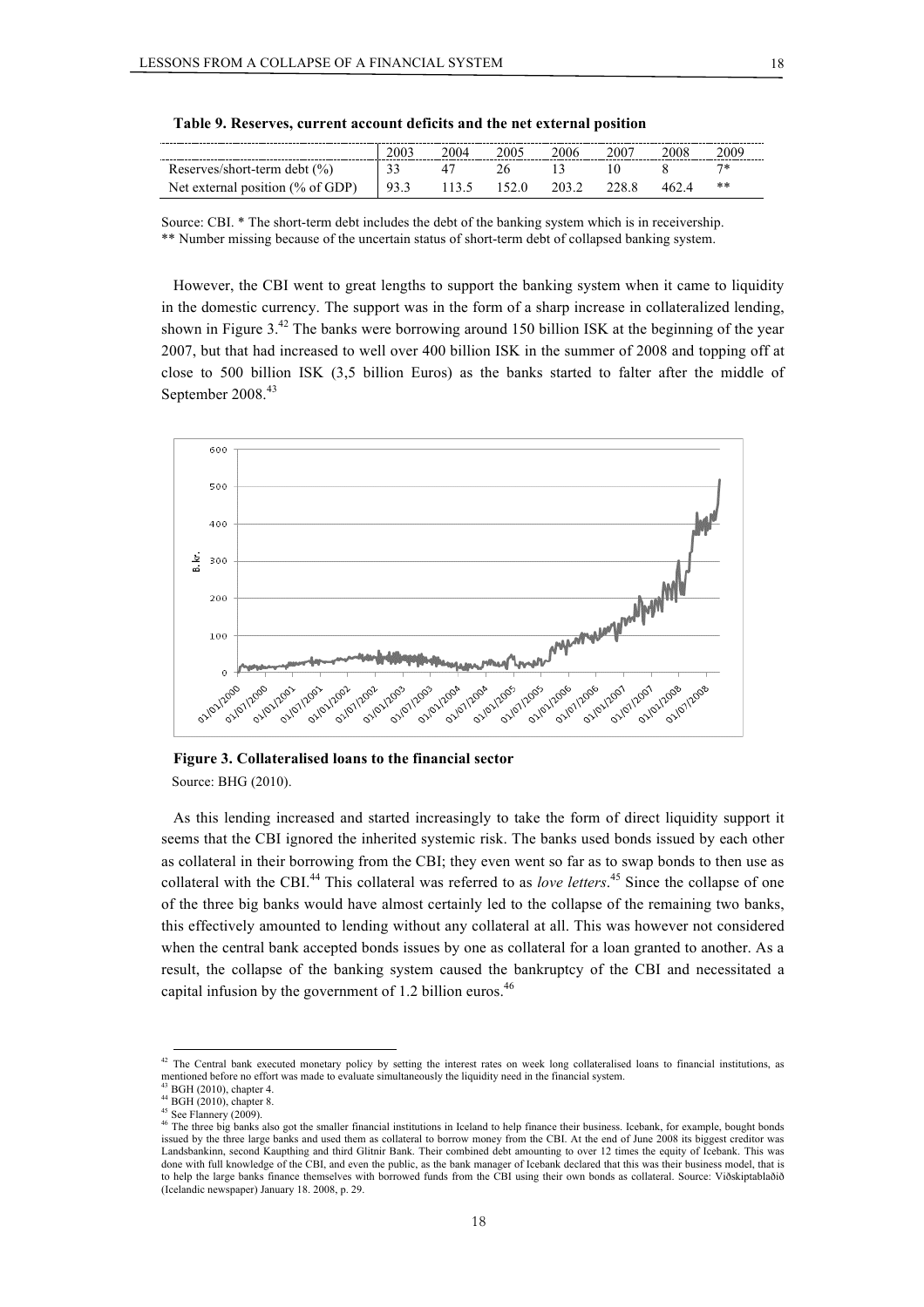**Table 9. Reserves, current account deficits and the net external position**

| | 2003 | 2004 | 2005 | 2006 | 2007 | 2008 | 2009 |
|---|---|---|---|---|---|---|---|
| Reserves/short-term debt (%) | 33 | 47 | 26 | 13 | 10 | 8 | 7* |
| Net external position (% of GDP) | 93.3 | 113.5 | 152.0 | 203.2 | 228.8 | 462.4 | ** |

Source: CBI. * The short-term debt includes the debt of the banking system which is in receivership.
** Number missing because of the uncertain status of short-term debt of collapsed banking system.

However, the CBI went to great lengths to support the banking system when it came to liquidity in the domestic currency. The support was in the form of a sharp increase in collateralized lending, shown in Figure 3.[42] The banks were borrowing around 150 billion ISK at the beginning of the year 2007, but that had increased to well over 400 billion ISK in the summer of 2008 and topping off at close to 500 billion ISK (3,5 billion Euros) as the banks started to falter after the middle of September 2008.[43]

**Figure 3. Collateralised loans to the financial sector**

Source: BHG (2010).

As this lending increased and started increasingly to take the form of direct liquidity support it seems that the CBI ignored the inherited systemic risk. The banks used bonds issued by each other as collateral in their borrowing from the CBI; they even went so far as to swap bonds to then use as collateral with the CBI.[44] This collateral was referred to as *love letters*.[45] Since the collapse of one of the three big banks would have almost certainly led to the collapse of the remaining two banks, this effectively amounted to lending without any collateral at all. This was however not considered when the central bank accepted bonds issues by one as collateral for a loan granted to another. As a result, the collapse of the banking system caused the bankruptcy of the CBI and necessitated a capital infusion by the government of 1.2 billion euros.[46]

---

[42] The Central bank executed monetary policy by setting the interest rates on week long collateralised loans to financial institutions, as mentioned before no effort was made to evaluate simultaneously the liquidity need in the financial system.

[43] BGH (2010), chapter 4.

[44] BGH (2010), chapter 8.

[45] See Flannery (2009).

[46] The three big banks also got the smaller financial institutions in Iceland to help finance their business. Icebank, for example, bought bonds issued by the three large banks and used them as collateral to borrow money from the CBI. At the end of June 2008 its biggest creditor was Landsbankinn, second Kaupthing and third Glitnir Bank. Their combined debt amounting to over 12 times the equity of Icebank. This was done with full knowledge of the CBI, and even the public, as the bank manager of Icebank declared that this was their business model, that is to help the large banks finance themselves with borrowed funds from the CBI using their own bonds as collateral. Source: Viðskiptablaðið (Icelandic newspaper) January 18. 2008, p. 29.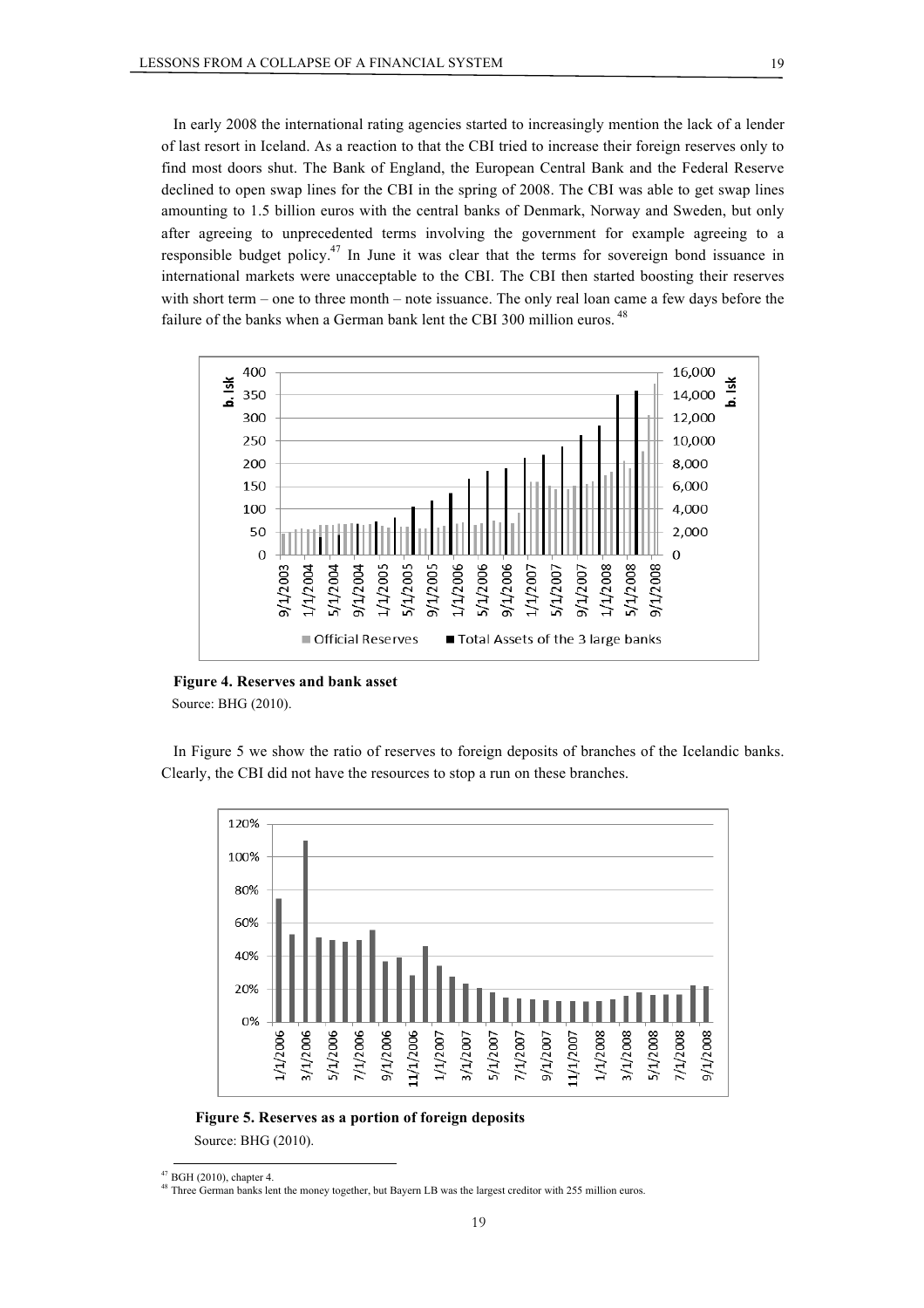In early 2008 the international rating agencies started to increasingly mention the lack of a lender of last resort in Iceland. As a reaction to that the CBI tried to increase their foreign reserves only to find most doors shut. The Bank of England, the European Central Bank and the Federal Reserve declined to open swap lines for the CBI in the spring of 2008. The CBI was able to get swap lines amounting to 1.5 billion euros with the central banks of Denmark, Norway and Sweden, but only after agreeing to unprecedented terms involving the government for example agreeing to a responsible budget policy.[47] In June it was clear that the terms for sovereign bond issuance in international markets were unacceptable to the CBI. The CBI then started boosting their reserves with short term – one to three month – note issuance. The only real loan came a few days before the failure of the banks when a German bank lent the CBI 300 million euros.[48]

**Figure 4. Reserves and bank asset**

Source: BHG (2010).

In Figure 5 we show the ratio of reserves to foreign deposits of branches of the Icelandic banks. Clearly, the CBI did not have the resources to stop a run on these branches.

**Figure 5. Reserves as a portion of foreign deposits**

Source: BHG (2010).

[47] BGH (2010), chapter 4.

[48] Three German banks lent the money together, but Bayern LB was the largest creditor with 255 million euros.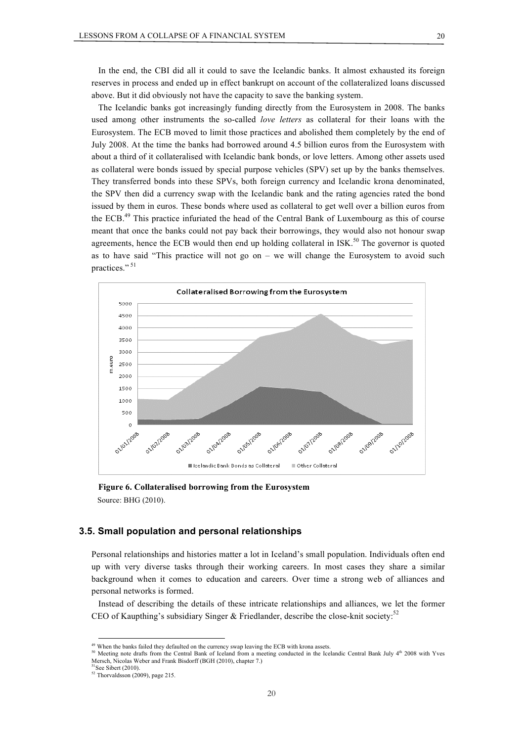In the end, the CBI did all it could to save the Icelandic banks. It almost exhausted its foreign reserves in process and ended up in effect bankrupt on account of the collateralized loans discussed above. But it did obviously not have the capacity to save the banking system.

The Icelandic banks got increasingly funding directly from the Eurosystem in 2008. The banks used among other instruments the so-called *love letters* as collateral for their loans with the Eurosystem. The ECB moved to limit those practices and abolished them completely by the end of July 2008. At the time the banks had borrowed around 4.5 billion euros from the Eurosystem with about a third of it collateralised with Icelandic bank bonds, or love letters. Among other assets used as collateral were bonds issued by special purpose vehicles (SPV) set up by the banks themselves. They transferred bonds into these SPVs, both foreign currency and Icelandic krona denominated, the SPV then did a currency swap with the Icelandic bank and the rating agencies rated the bond issued by them in euros. These bonds where used as collateral to get well over a billion euros from the ECB.[49] This practice infuriated the head of the Central Bank of Luxembourg as this of course meant that once the banks could not pay back their borrowings, they would also not honour swap agreements, hence the ECB would then end up holding collateral in ISK.[50] The governor is quoted as to have said "This practice will not go on – we will change the Eurosystem to avoid such practices."[51]

**Figure 6. Collateralised borrowing from the Eurosystem**

Source: BHG (2010).

### 3.5. Small population and personal relationships

Personal relationships and histories matter a lot in Iceland's small population. Individuals often end up with very diverse tasks through their working careers. In most cases they share a similar background when it comes to education and careers. Over time a strong web of alliances and personal networks is formed.

Instead of describing the details of these intricate relationships and alliances, we let the former CEO of Kaupthing's subsidiary Singer & Friedlander, describe the close-knit society:[52]

---

[49] When the banks failed they defaulted on the currency swap leaving the ECB with krona assets.

[50] Meeting note drafts from the Central Bank of Iceland from a meeting conducted in the Icelandic Central Bank July 4th 2008 with Yves Mersch, Nicolas Weber and Frank Bisdorff (BGH (2010), chapter 7.)

[51] See Sibert (2010).

[52] Thorvaldsson (2009), page 215.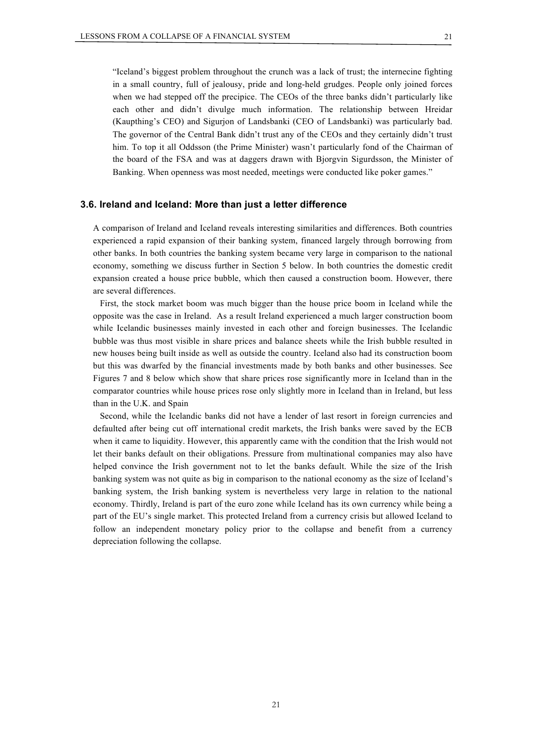> "Iceland's biggest problem throughout the crunch was a lack of trust; the internecine fighting in a small country, full of jealousy, pride and long-held grudges. People only joined forces when we had stepped off the precipice. The CEOs of the three banks didn't particularly like each other and didn't divulge much information. The relationship between Hreidar (Kaupthing's CEO) and Sigurjon of Landsbanki (CEO of Landsbanki) was particularly bad. The governor of the Central Bank didn't trust any of the CEOs and they certainly didn't trust him. To top it all Oddsson (the Prime Minister) wasn't particularly fond of the Chairman of the board of the FSA and was at daggers drawn with Bjorgvin Sigurdsson, the Minister of Banking. When openness was most needed, meetings were conducted like poker games."

### 3.6. Ireland and Iceland: More than just a letter difference

A comparison of Ireland and Iceland reveals interesting similarities and differences. Both countries experienced a rapid expansion of their banking system, financed largely through borrowing from other banks. In both countries the banking system became very large in comparison to the national economy, something we discuss further in Section 5 below. In both countries the domestic credit expansion created a house price bubble, which then caused a construction boom. However, there are several differences.

First, the stock market boom was much bigger than the house price boom in Iceland while the opposite was the case in Ireland. As a result Ireland experienced a much larger construction boom while Icelandic businesses mainly invested in each other and foreign businesses. The Icelandic bubble was thus most visible in share prices and balance sheets while the Irish bubble resulted in new houses being built inside as well as outside the country. Iceland also had its construction boom but this was dwarfed by the financial investments made by both banks and other businesses. See Figures 7 and 8 below which show that share prices rose significantly more in Iceland than in the comparator countries while house prices rose only slightly more in Iceland than in Ireland, but less than in the U.K. and Spain

Second, while the Icelandic banks did not have a lender of last resort in foreign currencies and defaulted after being cut off international credit markets, the Irish banks were saved by the ECB when it came to liquidity. However, this apparently came with the condition that the Irish would not let their banks default on their obligations. Pressure from multinational companies may also have helped convince the Irish government not to let the banks default. While the size of the Irish banking system was not quite as big in comparison to the national economy as the size of Iceland's banking system, the Irish banking system is nevertheless very large in relation to the national economy. Thirdly, Ireland is part of the euro zone while Iceland has its own currency while being a part of the EU's single market. This protected Ireland from a currency crisis but allowed Iceland to follow an independent monetary policy prior to the collapse and benefit from a currency depreciation following the collapse.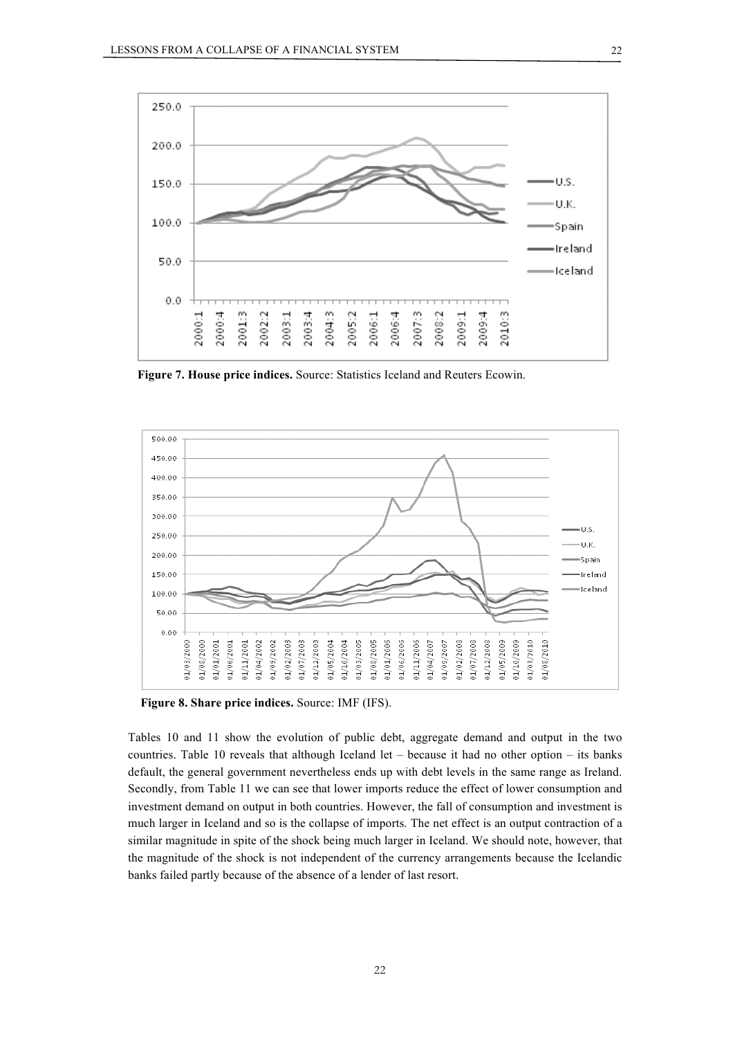**Figure 7. House price indices.** Source: Statistics Iceland and Reuters Ecowin.

**Figure 8. Share price indices.** Source: IMF (IFS).

Tables 10 and 11 show the evolution of public debt, aggregate demand and output in the two countries. Table 10 reveals that although Iceland let – because it had no other option – its banks default, the general government nevertheless ends up with debt levels in the same range as Ireland. Secondly, from Table 11 we can see that lower imports reduce the effect of lower consumption and investment demand on output in both countries. However, the fall of consumption and investment is much larger in Iceland and so is the collapse of imports. The net effect is an output contraction of a similar magnitude in spite of the shock being much larger in Iceland. We should note, however, that the magnitude of the shock is not independent of the currency arrangements because the Icelandic banks failed partly because of the absence of a lender of last resort.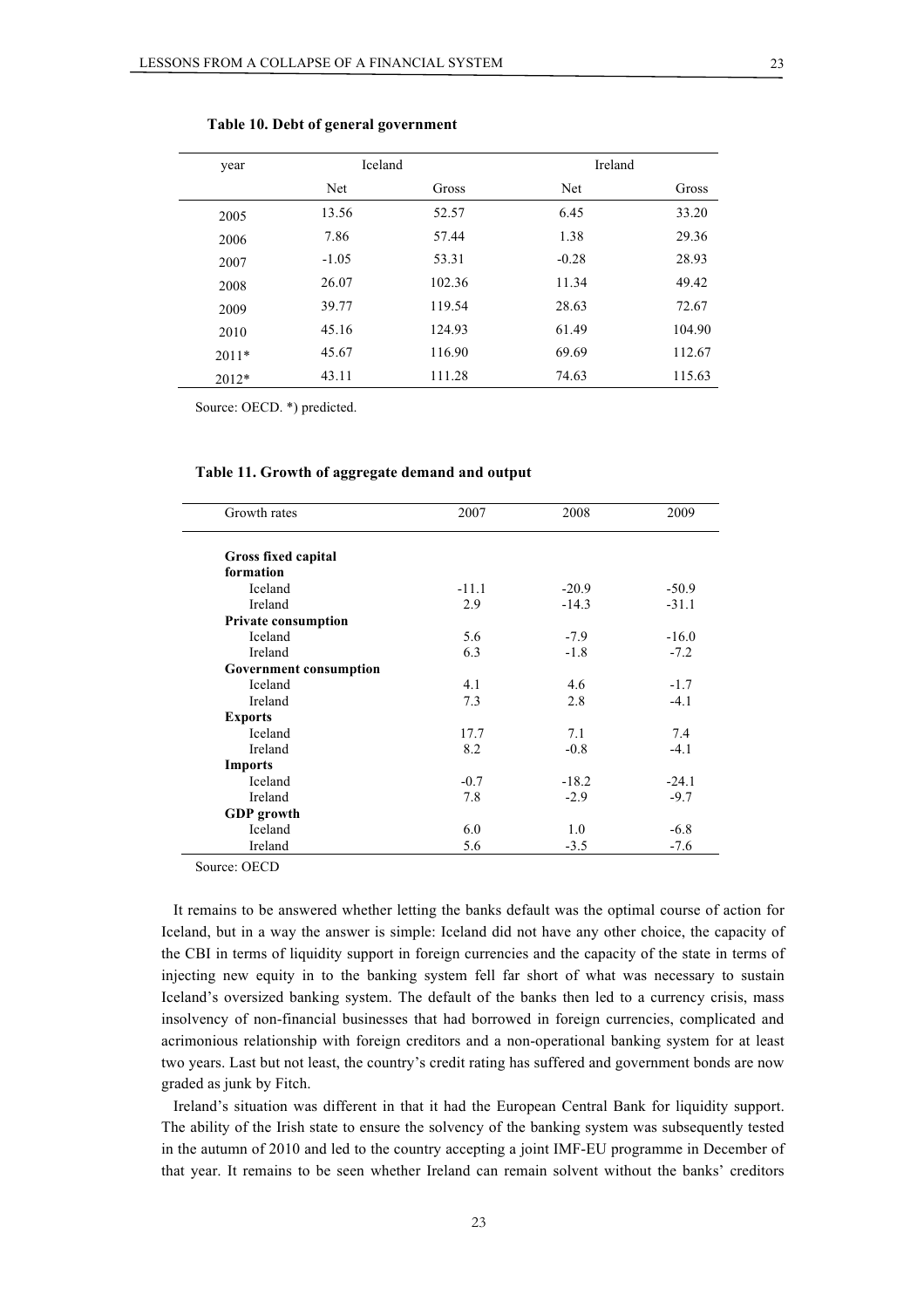**Table 10. Debt of general government**

| year | Iceland | | Ireland | |
|---|---|---|---|---|
| | Net | Gross | Net | Gross |
| 2005 | 13.56 | 52.57 | 6.45 | 33.20 |
| 2006 | 7.86 | 57.44 | 1.38 | 29.36 |
| 2007 | -1.05 | 53.31 | -0.28 | 28.93 |
| 2008 | 26.07 | 102.36 | 11.34 | 49.42 |
| 2009 | 39.77 | 119.54 | 28.63 | 72.67 |
| 2010 | 45.16 | 124.93 | 61.49 | 104.90 |
| 2011* | 45.67 | 116.90 | 69.69 | 112.67 |
| 2012* | 43.11 | 111.28 | 74.63 | 115.63 |

Source: OECD. *) predicted.

**Table 11. Growth of aggregate demand and output**

| Growth rates | 2007 | 2008 | 2009 |
|---|---|---|---|
| **Gross fixed capital formation** | | | |
| Iceland | -11.1 | -20.9 | -50.9 |
| Ireland | 2.9 | -14.3 | -31.1 |
| **Private consumption** | | | |
| Iceland | 5.6 | -7.9 | -16.0 |
| Ireland | 6.3 | -1.8 | -7.2 |
| **Government consumption** | | | |
| Iceland | 4.1 | 4.6 | -1.7 |
| Ireland | 7.3 | 2.8 | -4.1 |
| **Exports** | | | |
| Iceland | 17.7 | 7.1 | 7.4 |
| Ireland | 8.2 | -0.8 | -4.1 |
| **Imports** | | | |
| Iceland | -0.7 | -18.2 | -24.1 |
| Ireland | 7.8 | -2.9 | -9.7 |
| **GDP growth** | | | |
| Iceland | 6.0 | 1.0 | -6.8 |
| Ireland | 5.6 | -3.5 | -7.6 |

Source: OECD

It remains to be answered whether letting the banks default was the optimal course of action for Iceland, but in a way the answer is simple: Iceland did not have any other choice, the capacity of the CBI in terms of liquidity support in foreign currencies and the capacity of the state in terms of injecting new equity in to the banking system fell far short of what was necessary to sustain Iceland's oversized banking system. The default of the banks then led to a currency crisis, mass insolvency of non-financial businesses that had borrowed in foreign currencies, complicated and acrimonious relationship with foreign creditors and a non-operational banking system for at least two years. Last but not least, the country's credit rating has suffered and government bonds are now graded as junk by Fitch.

Ireland's situation was different in that it had the European Central Bank for liquidity support. The ability of the Irish state to ensure the solvency of the banking system was subsequently tested in the autumn of 2010 and led to the country accepting a joint IMF-EU programme in December of that year. It remains to be seen whether Ireland can remain solvent without the banks' creditors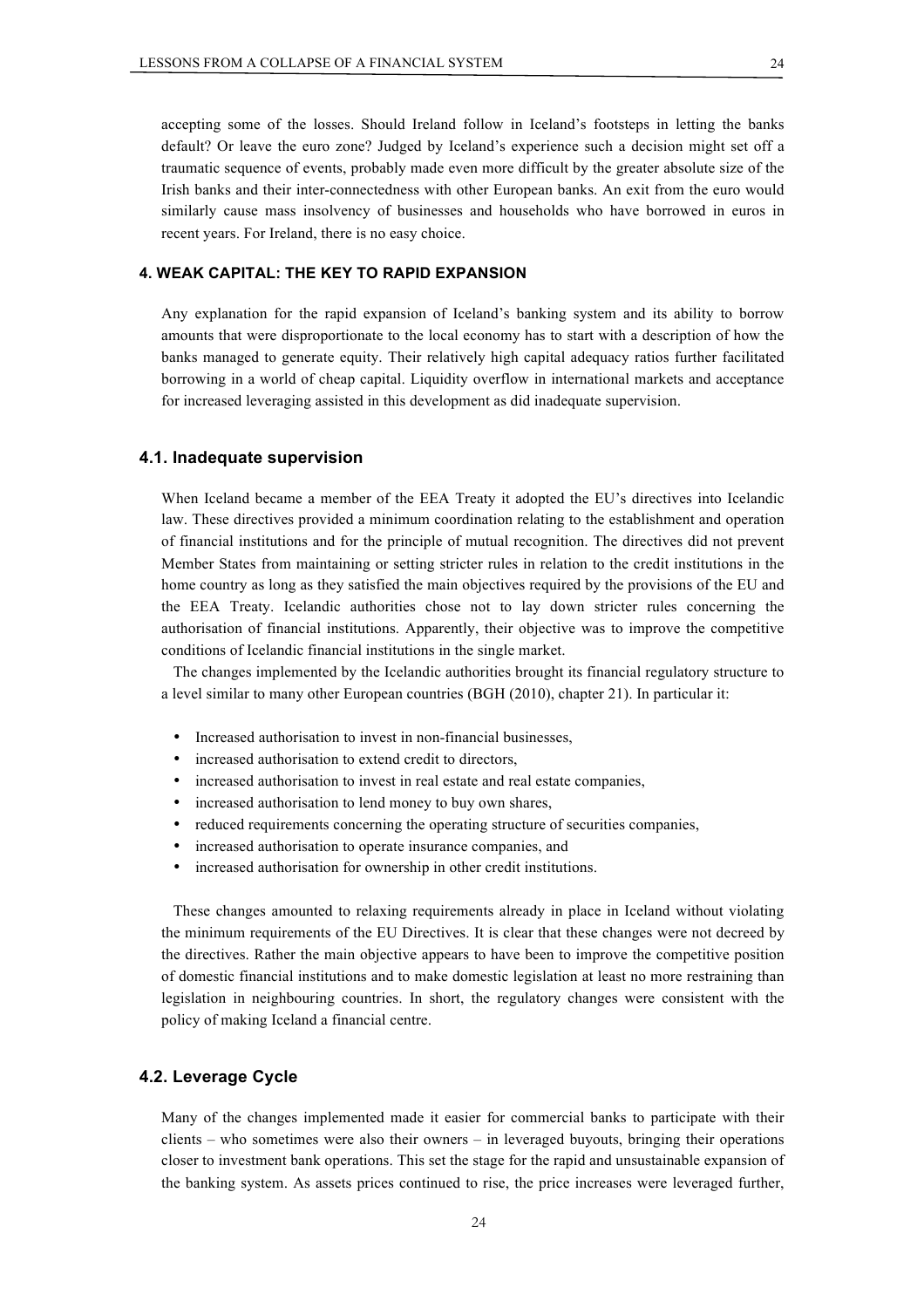accepting some of the losses. Should Ireland follow in Iceland's footsteps in letting the banks default? Or leave the euro zone? Judged by Iceland's experience such a decision might set off a traumatic sequence of events, probably made even more difficult by the greater absolute size of the Irish banks and their inter-connectedness with other European banks. An exit from the euro would similarly cause mass insolvency of businesses and households who have borrowed in euros in recent years. For Ireland, there is no easy choice.

## 4. WEAK CAPITAL: THE KEY TO RAPID EXPANSION

Any explanation for the rapid expansion of Iceland's banking system and its ability to borrow amounts that were disproportionate to the local economy has to start with a description of how the banks managed to generate equity. Their relatively high capital adequacy ratios further facilitated borrowing in a world of cheap capital. Liquidity overflow in international markets and acceptance for increased leveraging assisted in this development as did inadequate supervision.

### 4.1. Inadequate supervision

When Iceland became a member of the EEA Treaty it adopted the EU's directives into Icelandic law. These directives provided a minimum coordination relating to the establishment and operation of financial institutions and for the principle of mutual recognition. The directives did not prevent Member States from maintaining or setting stricter rules in relation to the credit institutions in the home country as long as they satisfied the main objectives required by the provisions of the EU and the EEA Treaty. Icelandic authorities chose not to lay down stricter rules concerning the authorisation of financial institutions. Apparently, their objective was to improve the competitive conditions of Icelandic financial institutions in the single market.

The changes implemented by the Icelandic authorities brought its financial regulatory structure to a level similar to many other European countries (BGH (2010), chapter 21). In particular it:

- Increased authorisation to invest in non-financial businesses,
- increased authorisation to extend credit to directors,
- increased authorisation to invest in real estate and real estate companies,
- increased authorisation to lend money to buy own shares,
- reduced requirements concerning the operating structure of securities companies,
- increased authorisation to operate insurance companies, and
- increased authorisation for ownership in other credit institutions.

These changes amounted to relaxing requirements already in place in Iceland without violating the minimum requirements of the EU Directives. It is clear that these changes were not decreed by the directives. Rather the main objective appears to have been to improve the competitive position of domestic financial institutions and to make domestic legislation at least no more restraining than legislation in neighbouring countries. In short, the regulatory changes were consistent with the policy of making Iceland a financial centre.

### 4.2. Leverage Cycle

Many of the changes implemented made it easier for commercial banks to participate with their clients – who sometimes were also their owners – in leveraged buyouts, bringing their operations closer to investment bank operations. This set the stage for the rapid and unsustainable expansion of the banking system. As assets prices continued to rise, the price increases were leveraged further,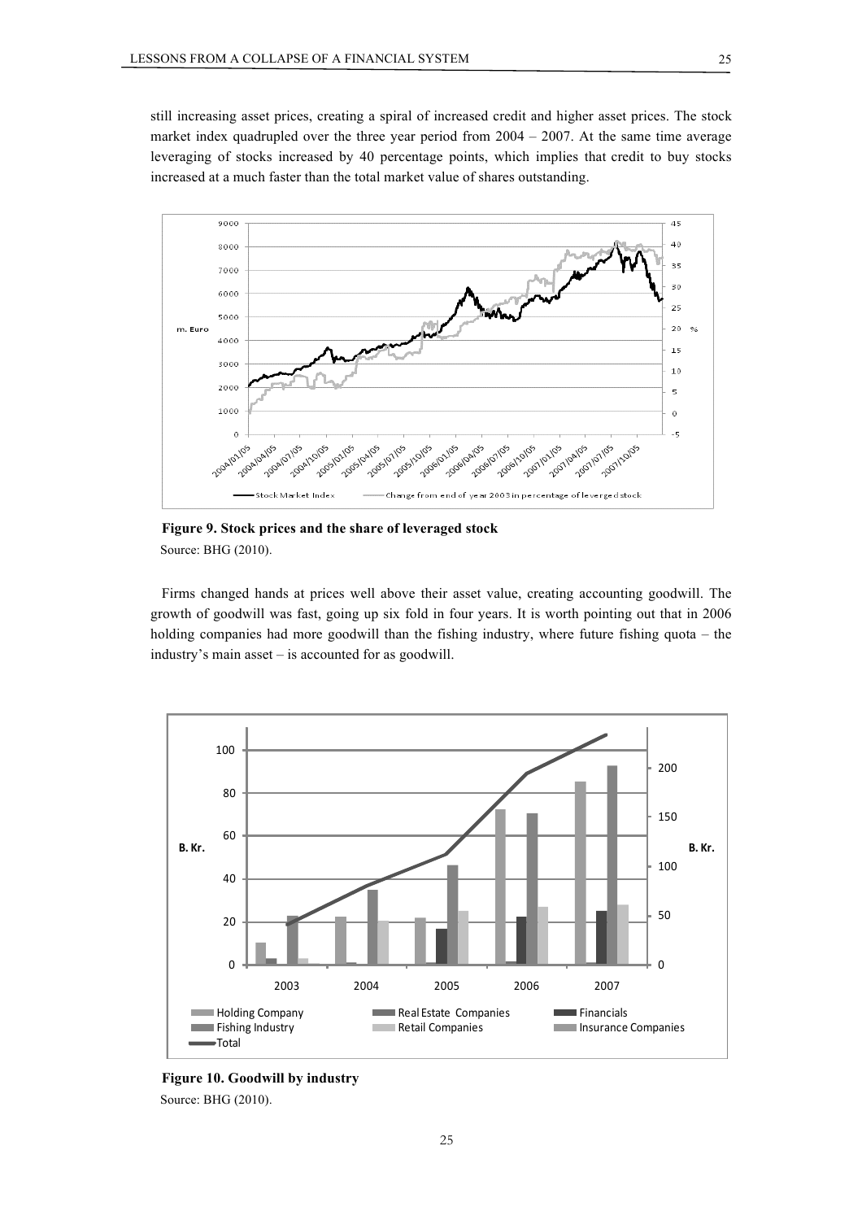still increasing asset prices, creating a spiral of increased credit and higher asset prices. The stock market index quadrupled over the three year period from 2004 – 2007. At the same time average leveraging of stocks increased by 40 percentage points, which implies that credit to buy stocks increased at a much faster than the total market value of shares outstanding.

**Figure 9. Stock prices and the share of leveraged stock**

Source: BHG (2010).

Firms changed hands at prices well above their asset value, creating accounting goodwill. The growth of goodwill was fast, going up six fold in four years. It is worth pointing out that in 2006 holding companies had more goodwill than the fishing industry, where future fishing quota – the industry's main asset – is accounted for as goodwill.

**Figure 10. Goodwill by industry**

Source: BHG (2010).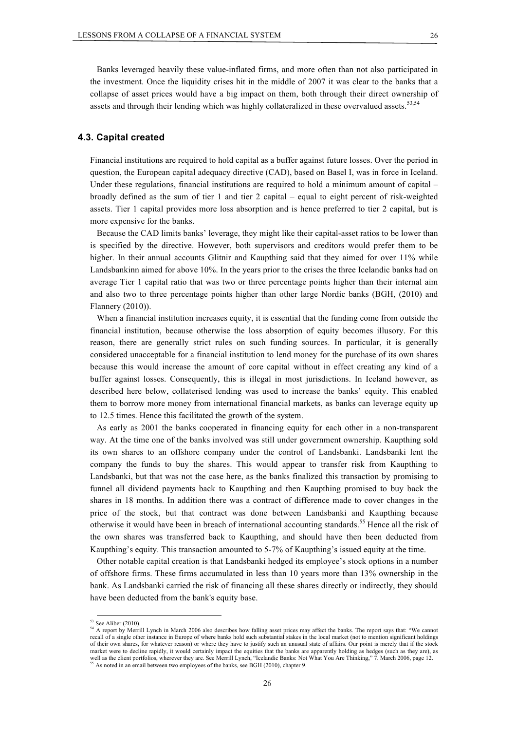Banks leveraged heavily these value-inflated firms, and more often than not also participated in the investment. Once the liquidity crises hit in the middle of 2007 it was clear to the banks that a collapse of asset prices would have a big impact on them, both through their direct ownership of assets and through their lending which was highly collateralized in these overvalued assets.[53,54]

### 4.3. Capital created

Financial institutions are required to hold capital as a buffer against future losses. Over the period in question, the European capital adequacy directive (CAD), based on Basel I, was in force in Iceland. Under these regulations, financial institutions are required to hold a minimum amount of capital – broadly defined as the sum of tier 1 and tier 2 capital – equal to eight percent of risk-weighted assets. Tier 1 capital provides more loss absorption and is hence preferred to tier 2 capital, but is more expensive for the banks.

Because the CAD limits banks' leverage, they might like their capital-asset ratios to be lower than is specified by the directive. However, both supervisors and creditors would prefer them to be higher. In their annual accounts Glitnir and Kaupthing said that they aimed for over 11% while Landsbankinn aimed for above 10%. In the years prior to the crises the three Icelandic banks had on average Tier 1 capital ratio that was two or three percentage points higher than their internal aim and also two to three percentage points higher than other large Nordic banks (BGH, (2010) and Flannery (2010)).

When a financial institution increases equity, it is essential that the funding come from outside the financial institution, because otherwise the loss absorption of equity becomes illusory. For this reason, there are generally strict rules on such funding sources. In particular, it is generally considered unacceptable for a financial institution to lend money for the purchase of its own shares because this would increase the amount of core capital without in effect creating any kind of a buffer against losses. Consequently, this is illegal in most jurisdictions. In Iceland however, as described here below, collaterised lending was used to increase the banks' equity. This enabled them to borrow more money from international financial markets, as banks can leverage equity up to 12.5 times. Hence this facilitated the growth of the system.

As early as 2001 the banks cooperated in financing equity for each other in a non-transparent way. At the time one of the banks involved was still under government ownership. Kaupthing sold its own shares to an offshore company under the control of Landsbanki. Landsbanki lent the company the funds to buy the shares. This would appear to transfer risk from Kaupthing to Landsbanki, but that was not the case here, as the banks finalized this transaction by promising to funnel all dividend payments back to Kaupthing and then Kaupthing promised to buy back the shares in 18 months. In addition there was a contract of difference made to cover changes in the price of the stock, but that contract was done between Landsbanki and Kaupthing because otherwise it would have been in breach of international accounting standards.[55] Hence all the risk of the own shares was transferred back to Kaupthing, and should have then been deducted from Kaupthing's equity. This transaction amounted to 5-7% of Kaupthing's issued equity at the time.

Other notable capital creation is that Landsbanki hedged its employee's stock options in a number of offshore firms. These firms accumulated in less than 10 years more than 13% ownership in the bank. As Landsbanki carried the risk of financing all these shares directly or indirectly, they should have been deducted from the bank's equity base.

---

[53] See Aliber (2010).

[54] A report by Merrill Lynch in March 2006 also describes how falling asset prices may affect the banks. The report says that: "We cannot recall of a single other instance in Europe of where banks hold such substantial stakes in the local market (not to mention significant holdings of their own shares, for whatever reason) or where they have to justify such an unusual state of affairs. Our point is merely that if the stock market were to decline rapidly, it would certainly impact the equities that the banks are apparently holding as hedges (such as they are), as well as the client portfolios, wherever they are. See Merrill Lynch, "Icelandic Banks: Not What You Are Thinking," 7. March 2006, page 12.

[55] As noted in an email between two employees of the banks, see BGH (2010), chapter 9.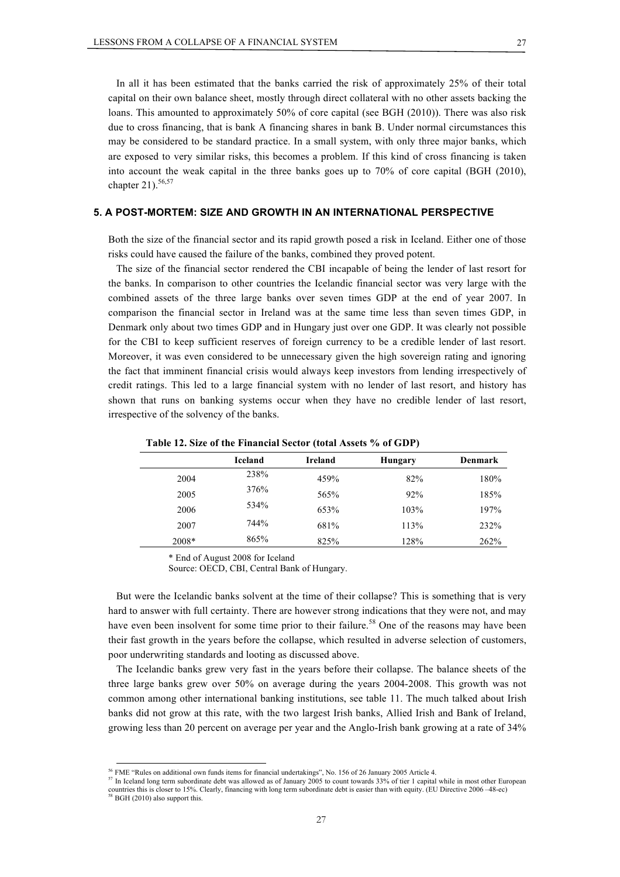In all it has been estimated that the banks carried the risk of approximately 25% of their total capital on their own balance sheet, mostly through direct collateral with no other assets backing the loans. This amounted to approximately 50% of core capital (see BGH (2010)). There was also risk due to cross financing, that is bank A financing shares in bank B. Under normal circumstances this may be considered to be standard practice. In a small system, with only three major banks, which are exposed to very similar risks, this becomes a problem. If this kind of cross financing is taken into account the weak capital in the three banks goes up to 70% of core capital (BGH (2010), chapter 21).[56,57]

## 5. A POST-MORTEM: SIZE AND GROWTH IN AN INTERNATIONAL PERSPECTIVE

Both the size of the financial sector and its rapid growth posed a risk in Iceland. Either one of those risks could have caused the failure of the banks, combined they proved potent.

The size of the financial sector rendered the CBI incapable of being the lender of last resort for the banks. In comparison to other countries the Icelandic financial sector was very large with the combined assets of the three large banks over seven times GDP at the end of year 2007. In comparison the financial sector in Ireland was at the same time less than seven times GDP, in Denmark only about two times GDP and in Hungary just over one GDP. It was clearly not possible for the CBI to keep sufficient reserves of foreign currency to be a credible lender of last resort. Moreover, it was even considered to be unnecessary given the high sovereign rating and ignoring the fact that imminent financial crisis would always keep investors from lending irrespectively of credit ratings. This led to a large financial system with no lender of last resort, and history has shown that runs on banking systems occur when they have no credible lender of last resort, irrespective of the solvency of the banks.

**Table 12. Size of the Financial Sector (total Assets % of GDP)**

| | Iceland | Ireland | Hungary | Denmark |
|---|---|---|---|---|
| 2004 | 238% | 459% | 82% | 180% |
| 2005 | 376% | 565% | 92% | 185% |
| 2006 | 534% | 653% | 103% | 197% |
| 2007 | 744% | 681% | 113% | 232% |
| 2008* | 865% | 825% | 128% | 262% |

\* End of August 2008 for Iceland
Source: OECD, CBI, Central Bank of Hungary.

But were the Icelandic banks solvent at the time of their collapse? This is something that is very hard to answer with full certainty. There are however strong indications that they were not, and may have even been insolvent for some time prior to their failure.[58] One of the reasons may have been their fast growth in the years before the collapse, which resulted in adverse selection of customers, poor underwriting standards and looting as discussed above.

The Icelandic banks grew very fast in the years before their collapse. The balance sheets of the three large banks grew over 50% on average during the years 2004-2008. This growth was not common among other international banking institutions, see table 11. The much talked about Irish banks did not grow at this rate, with the two largest Irish banks, Allied Irish and Bank of Ireland, growing less than 20 percent on average per year and the Anglo-Irish bank growing at a rate of 34%

---

[56] FME "Rules on additional own funds items for financial undertakings", No. 156 of 26 January 2005 Article 4.

[57] In Iceland long term subordinate debt was allowed as of January 2005 to count towards 33% of tier 1 capital while in most other European countries this is closer to 15%. Clearly, financing with long term subordinate debt is easier than with equity. (EU Directive 2006 –48-ec)

[58] BGH (2010) also support this.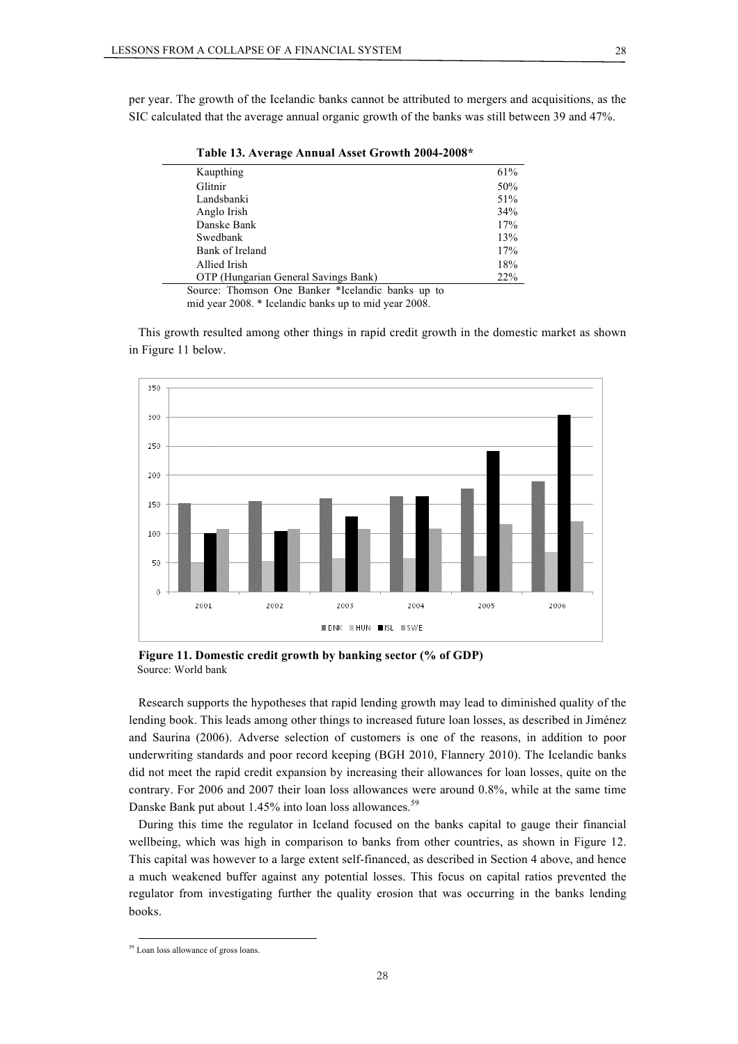per year. The growth of the Icelandic banks cannot be attributed to mergers and acquisitions, as the SIC calculated that the average annual organic growth of the banks was still between 39 and 47%.

**Table 13. Average Annual Asset Growth 2004-2008***

| | |
|---|---|
| Kaupthing | 61% |
| Glitnir | 50% |
| Landsbanki | 51% |
| Anglo Irish | 34% |
| Danske Bank | 17% |
| Swedbank | 13% |
| Bank of Ireland | 17% |
| Allied Irish | 18% |
| OTP (Hungarian General Savings Bank) | 22% |

Source: Thomson One Banker *Icelandic banks up to mid year 2008. * Icelandic banks up to mid year 2008.

This growth resulted among other things in rapid credit growth in the domestic market as shown in Figure 11 below.

**Figure 11. Domestic credit growth by banking sector (% of GDP)**
Source: World bank

Research supports the hypotheses that rapid lending growth may lead to diminished quality of the lending book. This leads among other things to increased future loan losses, as described in Jiménez and Saurina (2006). Adverse selection of customers is one of the reasons, in addition to poor underwriting standards and poor record keeping (BGH 2010, Flannery 2010). The Icelandic banks did not meet the rapid credit expansion by increasing their allowances for loan losses, quite on the contrary. For 2006 and 2007 their loan loss allowances were around 0.8%, while at the same time Danske Bank put about 1.45% into loan loss allowances.[59]

During this time the regulator in Iceland focused on the banks capital to gauge their financial wellbeing, which was high in comparison to banks from other countries, as shown in Figure 12. This capital was however to a large extent self-financed, as described in Section 4 above, and hence a much weakened buffer against any potential losses. This focus on capital ratios prevented the regulator from investigating further the quality erosion that was occurring in the banks lending books.

[59] Loan loss allowance of gross loans.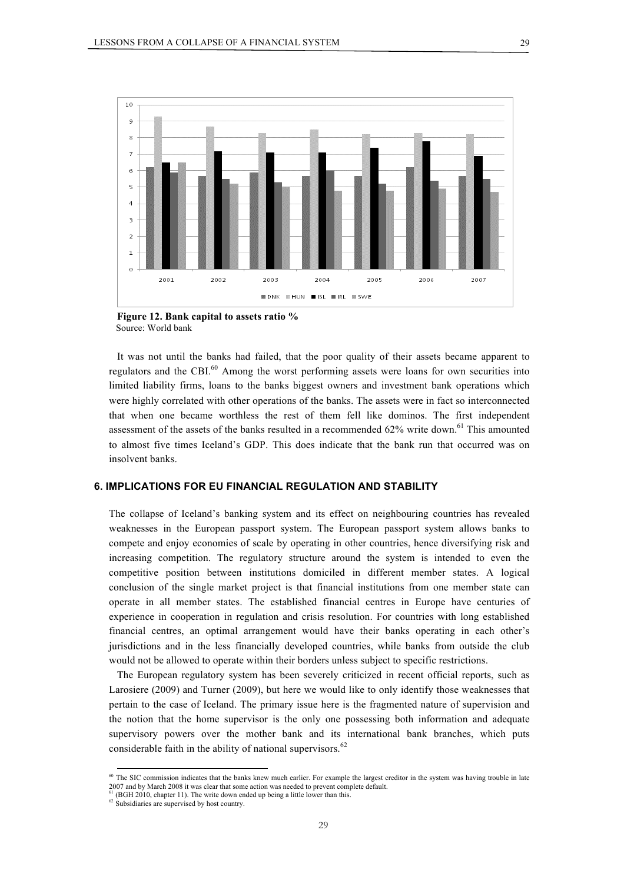**Figure 12. Bank capital to assets ratio %**
Source: World bank

It was not until the banks had failed, that the poor quality of their assets became apparent to regulators and the CBI.[60] Among the worst performing assets were loans for own securities into limited liability firms, loans to the banks biggest owners and investment bank operations which were highly correlated with other operations of the banks. The assets were in fact so interconnected that when one became worthless the rest of them fell like dominos. The first independent assessment of the assets of the banks resulted in a recommended 62% write down.[61] This amounted to almost five times Iceland's GDP. This does indicate that the bank run that occurred was on insolvent banks.

## 6. IMPLICATIONS FOR EU FINANCIAL REGULATION AND STABILITY

The collapse of Iceland's banking system and its effect on neighbouring countries has revealed weaknesses in the European passport system. The European passport system allows banks to compete and enjoy economies of scale by operating in other countries, hence diversifying risk and increasing competition. The regulatory structure around the system is intended to even the competitive position between institutions domiciled in different member states. A logical conclusion of the single market project is that financial institutions from one member state can operate in all member states. The established financial centres in Europe have centuries of experience in cooperation in regulation and crisis resolution. For countries with long established financial centres, an optimal arrangement would have their banks operating in each other's jurisdictions and in the less financially developed countries, while banks from outside the club would not be allowed to operate within their borders unless subject to specific restrictions.

The European regulatory system has been severely criticized in recent official reports, such as Larosiere (2009) and Turner (2009), but here we would like to only identify those weaknesses that pertain to the case of Iceland. The primary issue here is the fragmented nature of supervision and the notion that the home supervisor is the only one possessing both information and adequate supervisory powers over the mother bank and its international bank branches, which puts considerable faith in the ability of national supervisors.[62]

---

[60] The SIC commission indicates that the banks knew much earlier. For example the largest creditor in the system was having trouble in late 2007 and by March 2008 it was clear that some action was needed to prevent complete default.

[61] (BGH 2010, chapter 11). The write down ended up being a little lower than this.

[62] Subsidiaries are supervised by host country.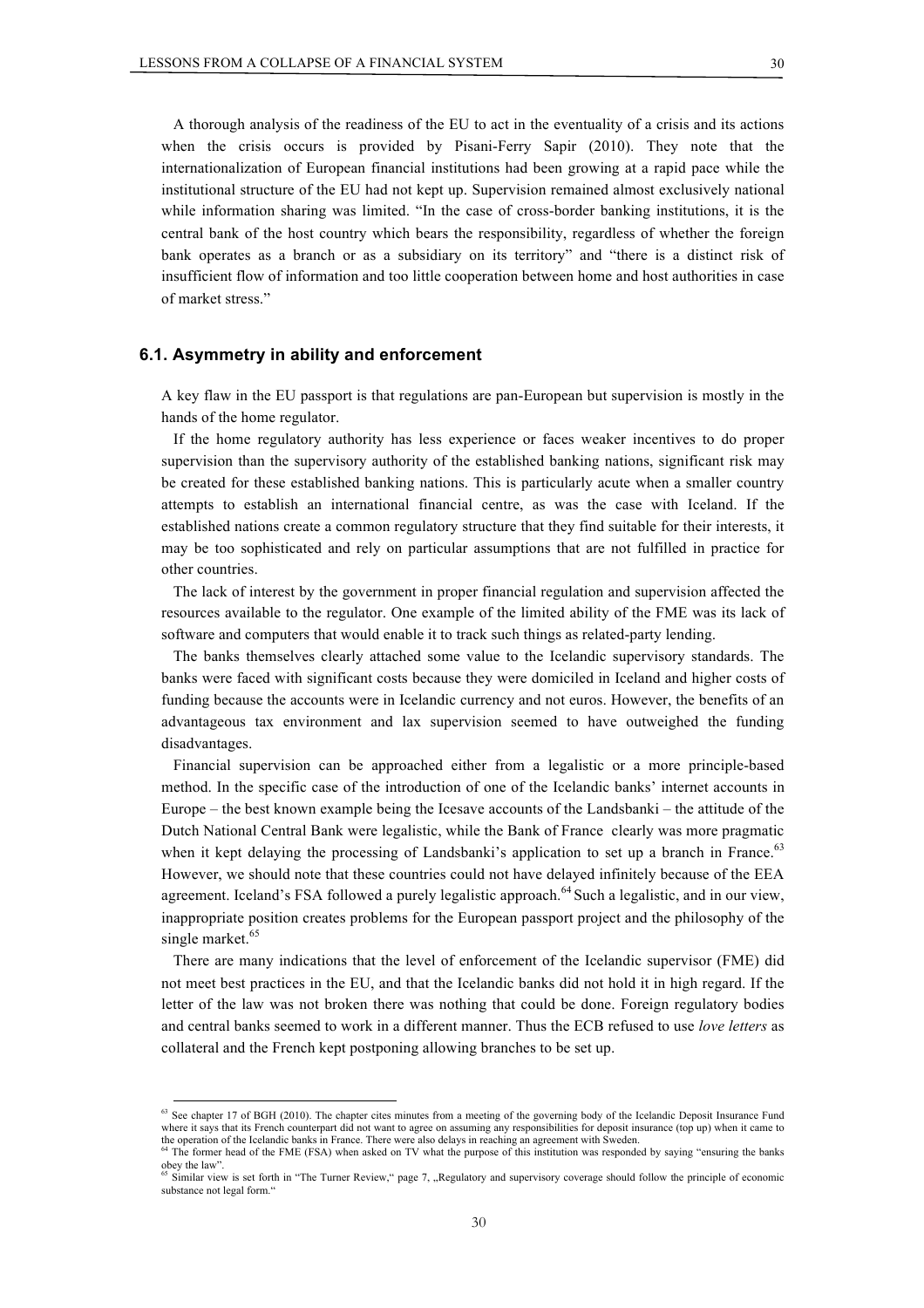A thorough analysis of the readiness of the EU to act in the eventuality of a crisis and its actions when the crisis occurs is provided by Pisani-Ferry Sapir (2010). They note that the internationalization of European financial institutions had been growing at a rapid pace while the institutional structure of the EU had not kept up. Supervision remained almost exclusively national while information sharing was limited. "In the case of cross-border banking institutions, it is the central bank of the host country which bears the responsibility, regardless of whether the foreign bank operates as a branch or as a subsidiary on its territory" and "there is a distinct risk of insufficient flow of information and too little cooperation between home and host authorities in case of market stress."

### 6.1. Asymmetry in ability and enforcement

A key flaw in the EU passport is that regulations are pan-European but supervision is mostly in the hands of the home regulator.

If the home regulatory authority has less experience or faces weaker incentives to do proper supervision than the supervisory authority of the established banking nations, significant risk may be created for these established banking nations. This is particularly acute when a smaller country attempts to establish an international financial centre, as was the case with Iceland. If the established nations create a common regulatory structure that they find suitable for their interests, it may be too sophisticated and rely on particular assumptions that are not fulfilled in practice for other countries.

The lack of interest by the government in proper financial regulation and supervision affected the resources available to the regulator. One example of the limited ability of the FME was its lack of software and computers that would enable it to track such things as related-party lending.

The banks themselves clearly attached some value to the Icelandic supervisory standards. The banks were faced with significant costs because they were domiciled in Iceland and higher costs of funding because the accounts were in Icelandic currency and not euros. However, the benefits of an advantageous tax environment and lax supervision seemed to have outweighed the funding disadvantages.

Financial supervision can be approached either from a legalistic or a more principle-based method. In the specific case of the introduction of one of the Icelandic banks' internet accounts in Europe – the best known example being the Icesave accounts of the Landsbanki – the attitude of the Dutch National Central Bank were legalistic, while the Bank of France clearly was more pragmatic when it kept delaying the processing of Landsbanki's application to set up a branch in France.[63] However, we should note that these countries could not have delayed infinitely because of the EEA agreement. Iceland's FSA followed a purely legalistic approach.[64] Such a legalistic, and in our view, inappropriate position creates problems for the European passport project and the philosophy of the single market.[65]

There are many indications that the level of enforcement of the Icelandic supervisor (FME) did not meet best practices in the EU, and that the Icelandic banks did not hold it in high regard. If the letter of the law was not broken there was nothing that could be done. Foreign regulatory bodies and central banks seemed to work in a different manner. Thus the ECB refused to use *love letters* as collateral and the French kept postponing allowing branches to be set up.

---

[63] See chapter 17 of BGH (2010). The chapter cites minutes from a meeting of the governing body of the Icelandic Deposit Insurance Fund where it says that its French counterpart did not want to agree on assuming any responsibilities for deposit insurance (top up) when it came to the operation of the Icelandic banks in France. There were also delays in reaching an agreement with Sweden.

[64] The former head of the FME (FSA) when asked on TV what the purpose of this institution was responded by saying "ensuring the banks obey the law".

[65] Similar view is set forth in "The Turner Review," page 7, „Regulatory and supervisory coverage should follow the principle of economic substance not legal form."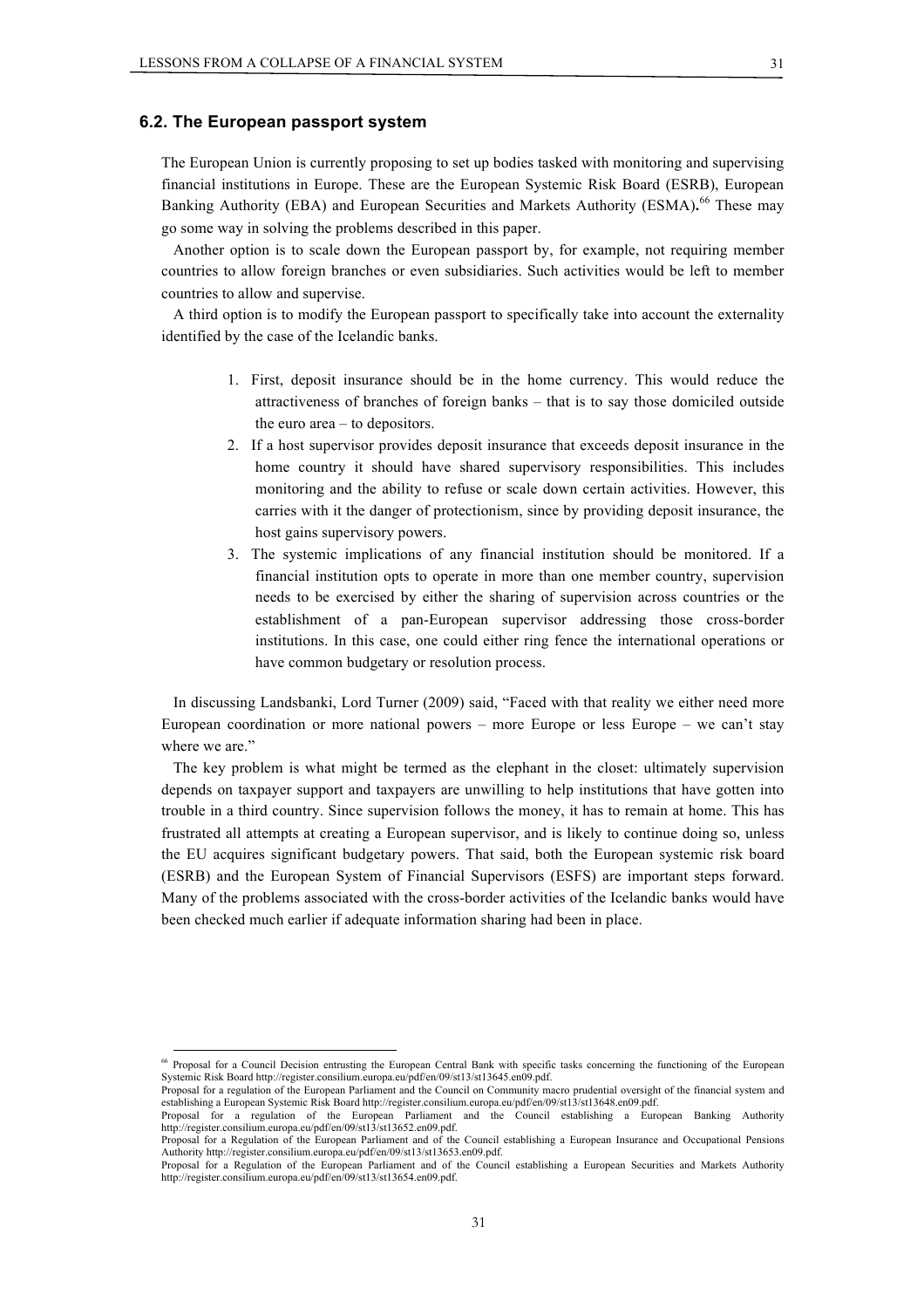### 6.2. The European passport system

The European Union is currently proposing to set up bodies tasked with monitoring and supervising financial institutions in Europe. These are the European Systemic Risk Board (ESRB), European Banking Authority (EBA) and European Securities and Markets Authority (ESMA)**.**[66] These may go some way in solving the problems described in this paper.

Another option is to scale down the European passport by, for example, not requiring member countries to allow foreign branches or even subsidiaries. Such activities would be left to member countries to allow and supervise.

A third option is to modify the European passport to specifically take into account the externality identified by the case of the Icelandic banks.

1. First, deposit insurance should be in the home currency. This would reduce the attractiveness of branches of foreign banks – that is to say those domiciled outside the euro area – to depositors.
2. If a host supervisor provides deposit insurance that exceeds deposit insurance in the home country it should have shared supervisory responsibilities. This includes monitoring and the ability to refuse or scale down certain activities. However, this carries with it the danger of protectionism, since by providing deposit insurance, the host gains supervisory powers.
3. The systemic implications of any financial institution should be monitored. If a financial institution opts to operate in more than one member country, supervision needs to be exercised by either the sharing of supervision across countries or the establishment of a pan-European supervisor addressing those cross-border institutions. In this case, one could either ring fence the international operations or have common budgetary or resolution process.

In discussing Landsbanki, Lord Turner (2009) said, "Faced with that reality we either need more European coordination or more national powers – more Europe or less Europe – we can't stay where we are."

The key problem is what might be termed as the elephant in the closet: ultimately supervision depends on taxpayer support and taxpayers are unwilling to help institutions that have gotten into trouble in a third country. Since supervision follows the money, it has to remain at home. This has frustrated all attempts at creating a European supervisor, and is likely to continue doing so, unless the EU acquires significant budgetary powers. That said, both the European systemic risk board (ESRB) and the European System of Financial Supervisors (ESFS) are important steps forward. Many of the problems associated with the cross-border activities of the Icelandic banks would have been checked much earlier if adequate information sharing had been in place.

---

[66] Proposal for a Council Decision entrusting the European Central Bank with specific tasks concerning the functioning of the European Systemic Risk Board http://register.consilium.europa.eu/pdf/en/09/st13/st13645.en09.pdf.
Proposal for a regulation of the European Parliament and the Council on Community macro prudential oversight of the financial system and establishing a European Systemic Risk Board http://register.consilium.europa.eu/pdf/en/09/st13/st13648.en09.pdf.
Proposal for a regulation of the European Parliament and the Council establishing a European Banking Authority http://register.consilium.europa.eu/pdf/en/09/st13/st13652.en09.pdf.
Proposal for a Regulation of the European Parliament and of the Council establishing a European Insurance and Occupational Pensions Authority http://register.consilium.europa.eu/pdf/en/09/st13/st13653.en09.pdf.
Proposal for a Regulation of the European Parliament and of the Council establishing a European Securities and Markets Authority http://register.consilium.europa.eu/pdf/en/09/st13/st13654.en09.pdf.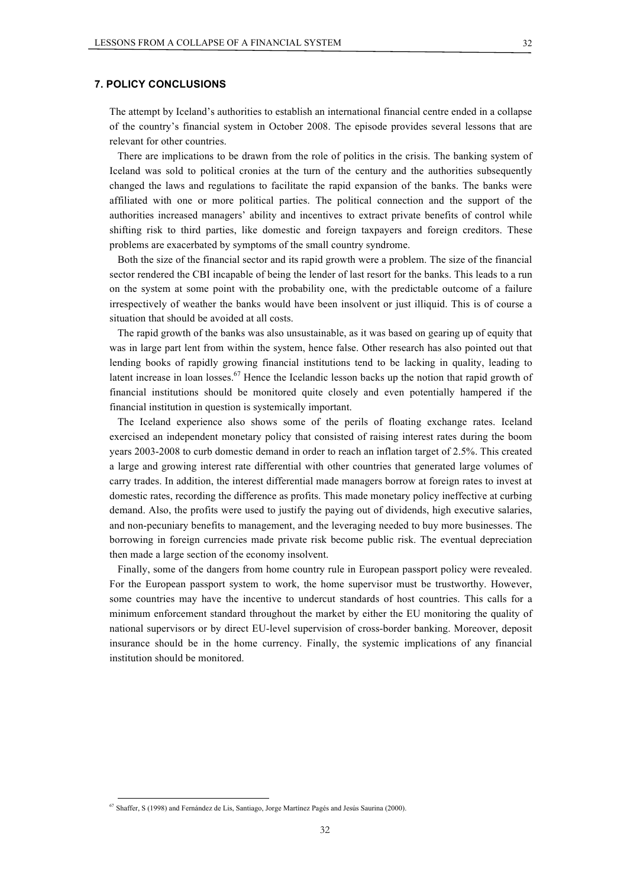## 7. POLICY CONCLUSIONS

The attempt by Iceland's authorities to establish an international financial centre ended in a collapse of the country's financial system in October 2008. The episode provides several lessons that are relevant for other countries.

There are implications to be drawn from the role of politics in the crisis. The banking system of Iceland was sold to political cronies at the turn of the century and the authorities subsequently changed the laws and regulations to facilitate the rapid expansion of the banks. The banks were affiliated with one or more political parties. The political connection and the support of the authorities increased managers' ability and incentives to extract private benefits of control while shifting risk to third parties, like domestic and foreign taxpayers and foreign creditors. These problems are exacerbated by symptoms of the small country syndrome.

Both the size of the financial sector and its rapid growth were a problem. The size of the financial sector rendered the CBI incapable of being the lender of last resort for the banks. This leads to a run on the system at some point with the probability one, with the predictable outcome of a failure irrespectively of weather the banks would have been insolvent or just illiquid. This is of course a situation that should be avoided at all costs.

The rapid growth of the banks was also unsustainable, as it was based on gearing up of equity that was in large part lent from within the system, hence false. Other research has also pointed out that lending books of rapidly growing financial institutions tend to be lacking in quality, leading to latent increase in loan losses.[67] Hence the Icelandic lesson backs up the notion that rapid growth of financial institutions should be monitored quite closely and even potentially hampered if the financial institution in question is systemically important.

The Iceland experience also shows some of the perils of floating exchange rates. Iceland exercised an independent monetary policy that consisted of raising interest rates during the boom years 2003-2008 to curb domestic demand in order to reach an inflation target of 2.5%. This created a large and growing interest rate differential with other countries that generated large volumes of carry trades. In addition, the interest differential made managers borrow at foreign rates to invest at domestic rates, recording the difference as profits. This made monetary policy ineffective at curbing demand. Also, the profits were used to justify the paying out of dividends, high executive salaries, and non-pecuniary benefits to management, and the leveraging needed to buy more businesses. The borrowing in foreign currencies made private risk become public risk. The eventual depreciation then made a large section of the economy insolvent.

Finally, some of the dangers from home country rule in European passport policy were revealed. For the European passport system to work, the home supervisor must be trustworthy. However, some countries may have the incentive to undercut standards of host countries. This calls for a minimum enforcement standard throughout the market by either the EU monitoring the quality of national supervisors or by direct EU-level supervision of cross-border banking. Moreover, deposit insurance should be in the home currency. Finally, the systemic implications of any financial institution should be monitored.

---

[67] Shaffer, S (1998) and Fernández de Lis, Santiago, Jorge Martínez Pagés and Jesús Saurina (2000).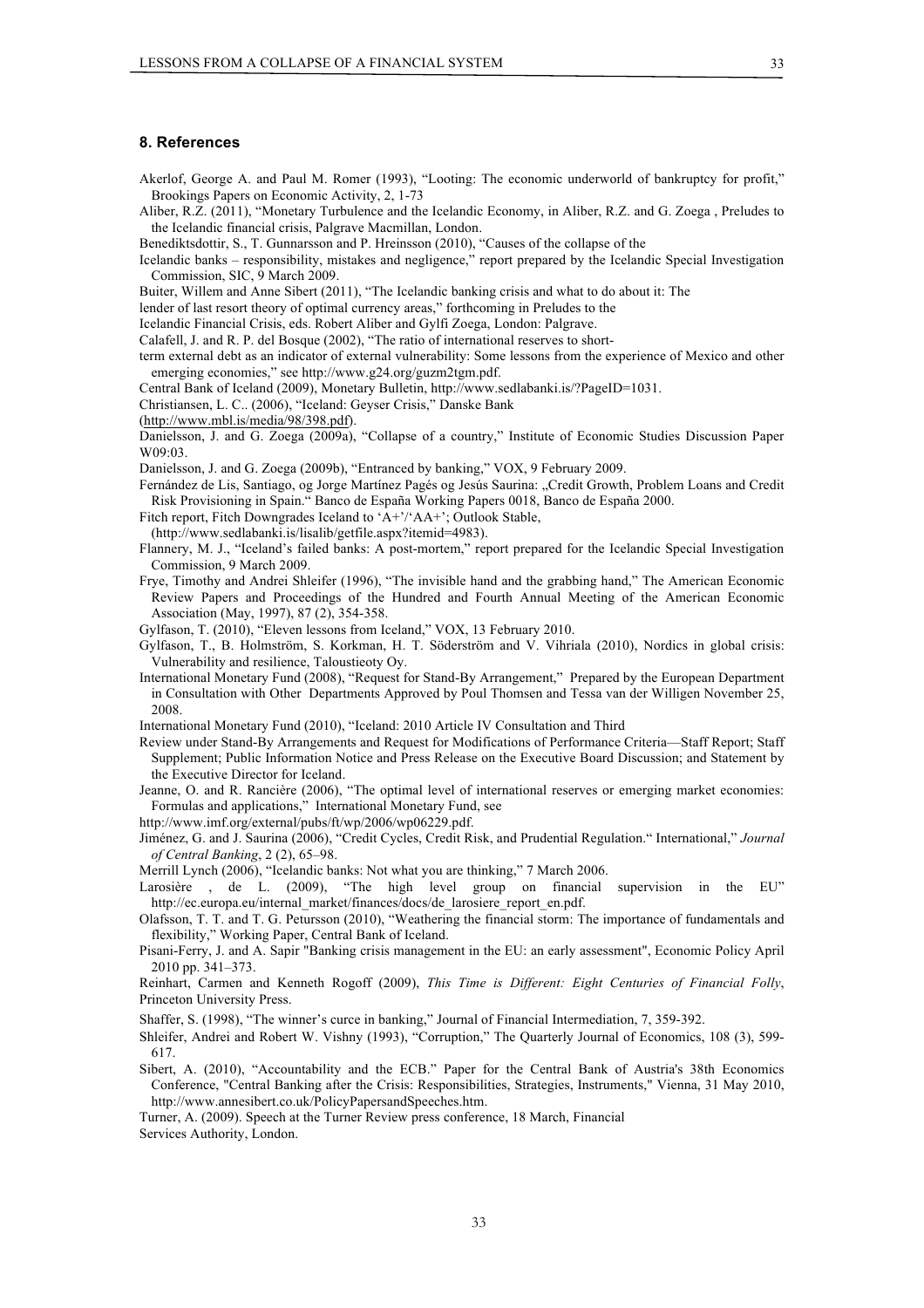## 8. References

Akerlof, George A. and Paul M. Romer (1993), "Looting: The economic underworld of bankruptcy for profit," Brookings Papers on Economic Activity, 2, 1-73

Aliber, R.Z. (2011), "Monetary Turbulence and the Icelandic Economy, in Aliber, R.Z. and G. Zoega , Preludes to the Icelandic financial crisis, Palgrave Macmillan, London.

Benediktsdottir, S., T. Gunnarsson and P. Hreinsson (2010), "Causes of the collapse of the

Icelandic banks – responsibility, mistakes and negligence," report prepared by the Icelandic Special Investigation Commission, SIC, 9 March 2009.

Buiter, Willem and Anne Sibert (2011), "The Icelandic banking crisis and what to do about it: The

lender of last resort theory of optimal currency areas," forthcoming in Preludes to the

Icelandic Financial Crisis, eds. Robert Aliber and Gylfi Zoega, London: Palgrave.

Calafell, J. and R. P. del Bosque (2002), "The ratio of international reserves to short-

term external debt as an indicator of external vulnerability: Some lessons from the experience of Mexico and other emerging economies," see http://www.g24.org/guzm2tgm.pdf.

Central Bank of Iceland (2009), Monetary Bulletin, http://www.sedlabanki.is/?PageID=1031.

Christiansen, L. C.. (2006), "Iceland: Geyser Crisis," Danske Bank

(http://www.mbl.is/media/98/398.pdf).

Danielsson, J. and G. Zoega (2009a), "Collapse of a country," Institute of Economic Studies Discussion Paper W09:03.

Danielsson, J. and G. Zoega (2009b), "Entranced by banking," VOX, 9 February 2009.

Fernández de Lis, Santiago, og Jorge Martínez Pagés og Jesús Saurina: „Credit Growth, Problem Loans and Credit Risk Provisioning in Spain." Banco de España Working Papers 0018, Banco de España 2000.

Fitch report, Fitch Downgrades Iceland to 'A+'/'AA+'; Outlook Stable,

(http://www.sedlabanki.is/lisalib/getfile.aspx?itemid=4983).

Flannery, M. J., "Iceland's failed banks: A post-mortem," report prepared for the Icelandic Special Investigation Commission, 9 March 2009.

Frye, Timothy and Andrei Shleifer (1996), "The invisible hand and the grabbing hand," The American Economic Review Papers and Proceedings of the Hundred and Fourth Annual Meeting of the American Economic Association (May, 1997), 87 (2), 354-358.

Gylfason, T. (2010), "Eleven lessons from Iceland," VOX, 13 February 2010.

Gylfason, T., B. Holmström, S. Korkman, H. T. Söderström and V. Vihriala (2010), Nordics in global crisis: Vulnerability and resilience, Taloustieoty Oy.

International Monetary Fund (2008), "Request for Stand-By Arrangement," Prepared by the European Department in Consultation with Other Departments Approved by Poul Thomsen and Tessa van der Willigen November 25, 2008.

International Monetary Fund (2010), "Iceland: 2010 Article IV Consultation and Third

Review under Stand-By Arrangements and Request for Modifications of Performance Criteria—Staff Report; Staff Supplement; Public Information Notice and Press Release on the Executive Board Discussion; and Statement by the Executive Director for Iceland.

Jeanne, O. and R. Rancière (2006), "The optimal level of international reserves or emerging market economies: Formulas and applications," International Monetary Fund, see

http://www.imf.org/external/pubs/ft/wp/2006/wp06229.pdf.

Jiménez, G. and J. Saurina (2006), "Credit Cycles, Credit Risk, and Prudential Regulation." International," *Journal of Central Banking*, 2 (2), 65–98.

Merrill Lynch (2006), "Icelandic banks: Not what you are thinking," 7 March 2006.

Larosière , de L. (2009), "The high level group on financial supervision in the EU" http://ec.europa.eu/internal_market/finances/docs/de_larosiere_report_en.pdf.

Olafsson, T. T. and T. G. Petursson (2010), "Weathering the financial storm: The importance of fundamentals and flexibility," Working Paper, Central Bank of Iceland.

Pisani-Ferry, J. and A. Sapir "Banking crisis management in the EU: an early assessment", Economic Policy April 2010 pp. 341–373.

Reinhart, Carmen and Kenneth Rogoff (2009), *This Time is Different: Eight Centuries of Financial Folly*, Princeton University Press.

Shaffer, S. (1998), "The winner's curce in banking," Journal of Financial Intermediation, 7, 359-392.

Shleifer, Andrei and Robert W. Vishny (1993), "Corruption," The Quarterly Journal of Economics, 108 (3), 599-617.

Sibert, A. (2010), "Accountability and the ECB." Paper for the Central Bank of Austria's 38th Economics Conference, "Central Banking after the Crisis: Responsibilities, Strategies, Instruments," Vienna, 31 May 2010, http://www.annesibert.co.uk/PolicyPapersandSpeeches.htm.

Turner, A. (2009). Speech at the Turner Review press conference, 18 March, Financial

Services Authority, London.